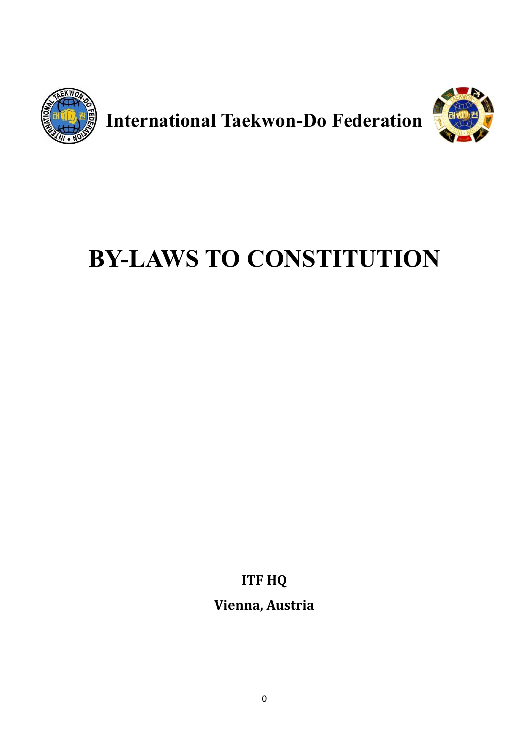**International Taekwon-Do Federation**

# BY-LAWS TO CONSTITUTION

**ITF HQ**

**Vienna, Austria**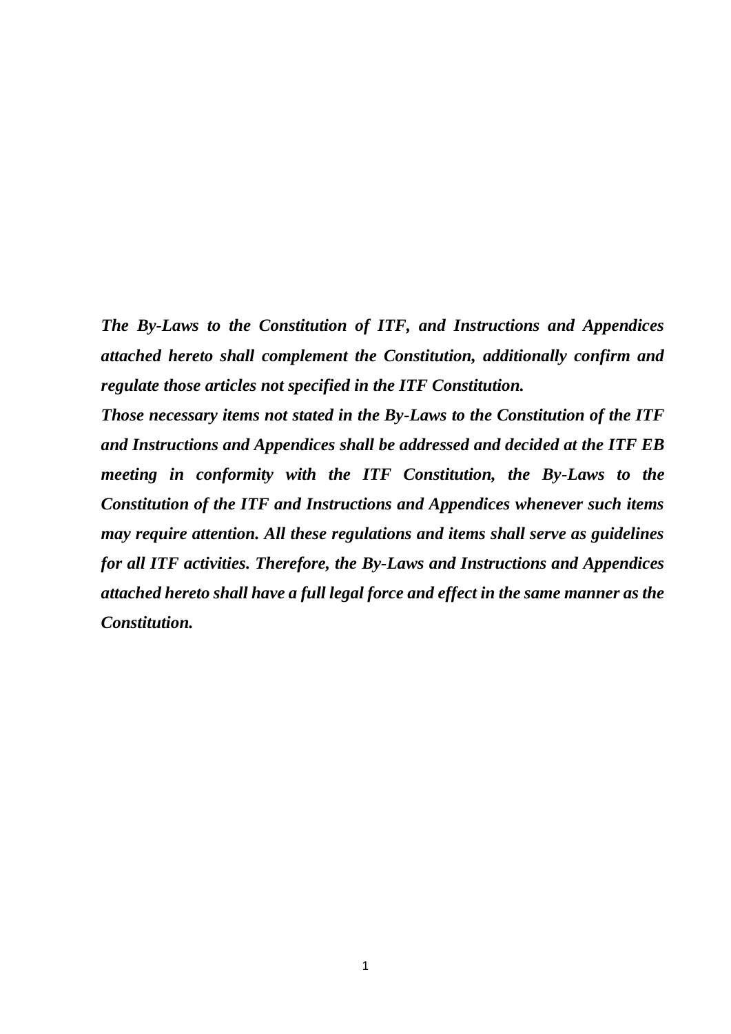***The By-Laws to the Constitution of ITF, and Instructions and Appendices attached hereto shall complement the Constitution, additionally confirm and regulate those articles not specified in the ITF Constitution.***

***Those necessary items not stated in the By-Laws to the Constitution of the ITF and Instructions and Appendices shall be addressed and decided at the ITF EB meeting in conformity with the ITF Constitution, the By-Laws to the Constitution of the ITF and Instructions and Appendices whenever such items may require attention. All these regulations and items shall serve as guidelines for all ITF activities. Therefore, the By-Laws and Instructions and Appendices attached hereto shall have a full legal force and effect in the same manner as the Constitution.***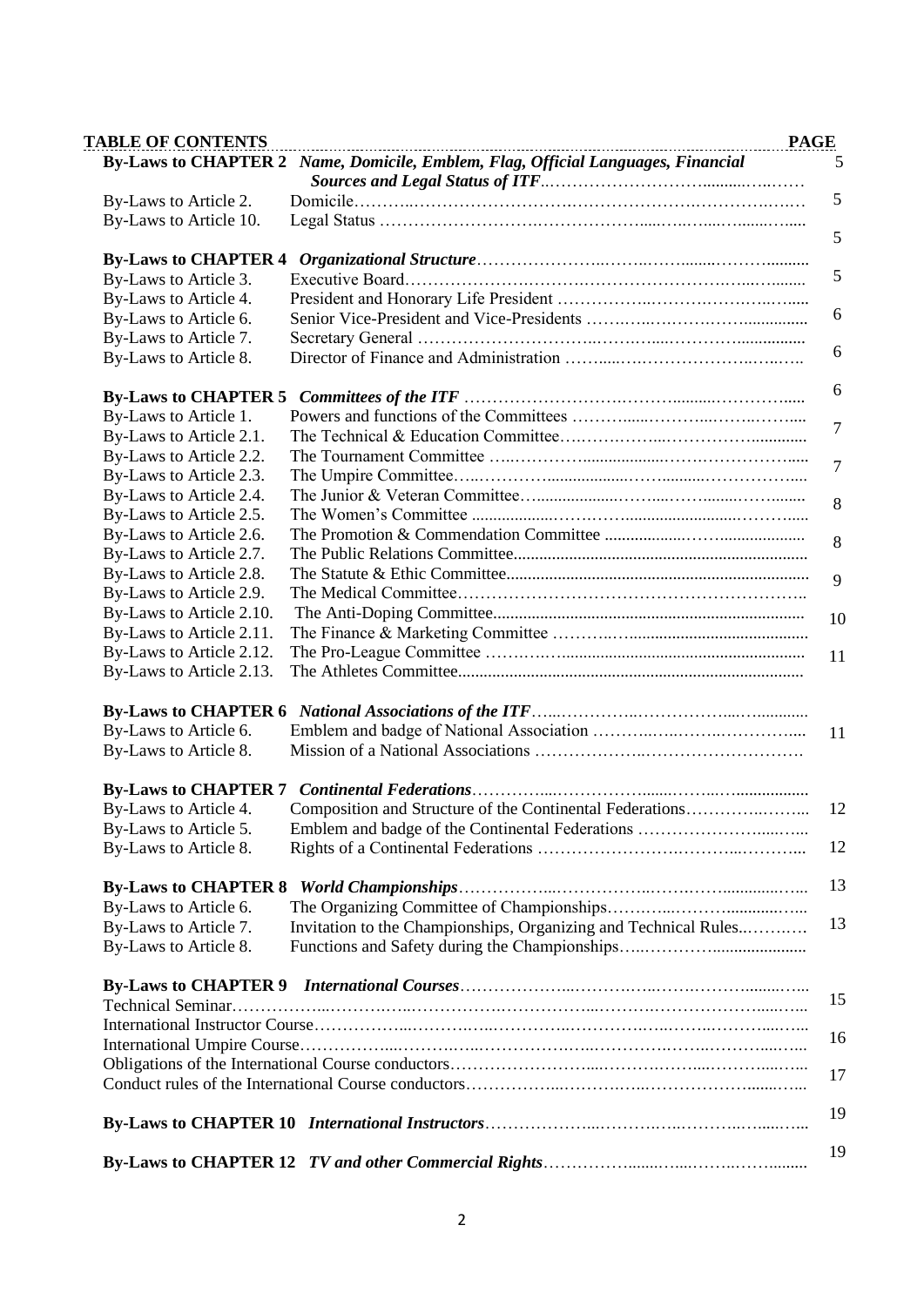**TABLE OF CONTENTS**

| | | PAGE |
|---|---|---|
| **By-Laws to CHAPTER 2** | ***Name, Domicile, Emblem, Flag, Official Languages, Financial Sources and Legal Status of ITF***.............................................. | 5 |
| By-Laws to Article 2. | Domicile.............................................................................................. | 5 |
| By-Laws to Article 10. | Legal Status .......................................................................................... | |
| **By-Laws to CHAPTER 4** | ***Organizational Structure***.................................................................. | 5 |
| By-Laws to Article 3. | Executive Board.................................................................................... | 5 |
| By-Laws to Article 4. | President and Honorary Life President .................................................. | |
| By-Laws to Article 6. | Senior Vice-President and Vice-Presidents ............................................. | 6 |
| By-Laws to Article 7. | Secretary General .................................................................................. | |
| By-Laws to Article 8. | Director of Finance and Administration ................................................. | 6 |
| **By-Laws to CHAPTER 5** | ***Committees of the ITF*** ....................................................................... | 6 |
| By-Laws to Article 1. | Powers and functions of the Committees ................................................ | |
| By-Laws to Article 2.1. | The Technical & Education Committee.................................................. | 7 |
| By-Laws to Article 2.2. | The Tournament Committee .................................................................. | |
| By-Laws to Article 2.3. | The Umpire Committee.......................................................................... | 7 |
| By-Laws to Article 2.4. | The Junior & Veteran Committee............................................................ | 8 |
| By-Laws to Article 2.5. | The Women's Committee ...................................................................... | |
| By-Laws to Article 2.6. | The Promotion & Commendation Committee ......................................... | 8 |
| By-Laws to Article 2.7. | The Public Relations Committee............................................................. | |
| By-Laws to Article 2.8. | The Statute & Ethic Committee.............................................................. | 9 |
| By-Laws to Article 2.9. | The Medical Committee......................................................................... | |
| By-Laws to Article 2.10. | The Anti-Doping Committee.................................................................. | 10 |
| By-Laws to Article 2.11. | The Finance & Marketing Committee .................................................... | |
| By-Laws to Article 2.12. | The Pro-League Committee ................................................................... | 11 |
| By-Laws to Article 2.13. | The Athletes Committee......................................................................... | |
| **By-Laws to CHAPTER 6** | ***National Associations of the ITF***.......................................................... | |
| By-Laws to Article 6. | Emblem and badge of National Association ............................................ | 11 |
| By-Laws to Article 8. | Mission of a National Associations ......................................................... | |
| **By-Laws to CHAPTER 7** | ***Continental Federations***...................................................................... | |
| By-Laws to Article 4. | Composition and Structure of the Continental Federations......................... | 12 |
| By-Laws to Article 5. | Emblem and badge of the Continental Federations .................................. | |
| By-Laws to Article 8. | Rights of a Continental Federations ......................................................... | 12 |
| **By-Laws to CHAPTER 8** | ***World Championships***........................................................................ | 13 |
| By-Laws to Article 6. | The Organizing Committee of Championships......................................... | |
| By-Laws to Article 7. | Invitation to the Championships, Organizing and Technical Rules.............. | 13 |
| By-Laws to Article 8. | Functions and Safety during the Championships....................................... | |
| **By-Laws to CHAPTER 9** | ***International Courses***.......................................................................... | |
| Technical Seminar.......... | .................................................................................................................. | 15 |
| International Instructor Course | .................................................................................................................. | |
| International Umpire Course | .................................................................................................................. | 16 |
| Obligations of the International Course conductors | .................................................................................................................. | |
| Conduct rules of the International Course conductors | .................................................................................................................. | 17 |
| **By-Laws to CHAPTER 10** | ***International Instructors***...................................................................... | 19 |
| **By-Laws to CHAPTER 12** | ***TV and other Commercial Rights***.......................................................... | 19 |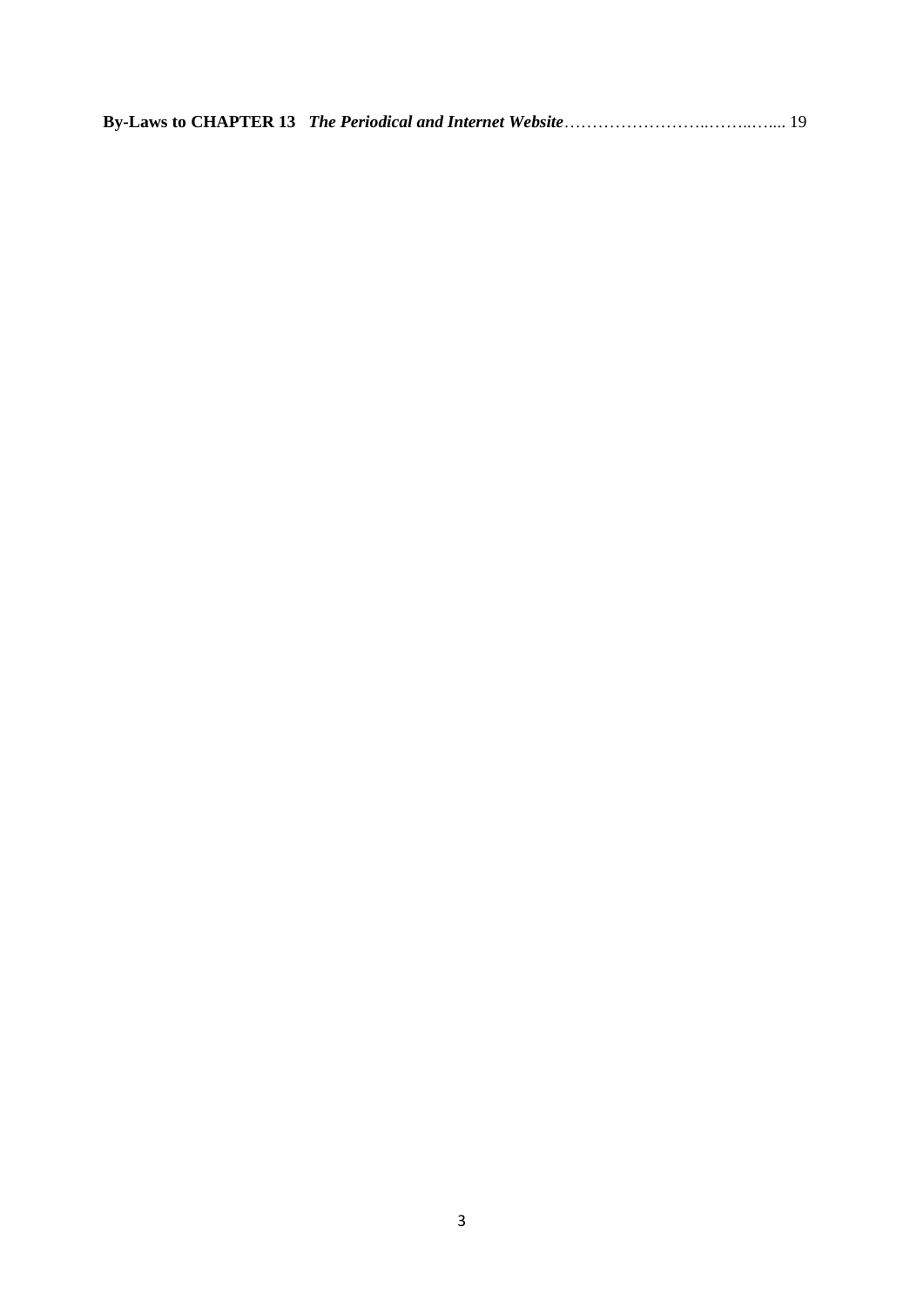**By-Laws to CHAPTER 13** ***The Periodical and Internet Website***……………………..……..….... 19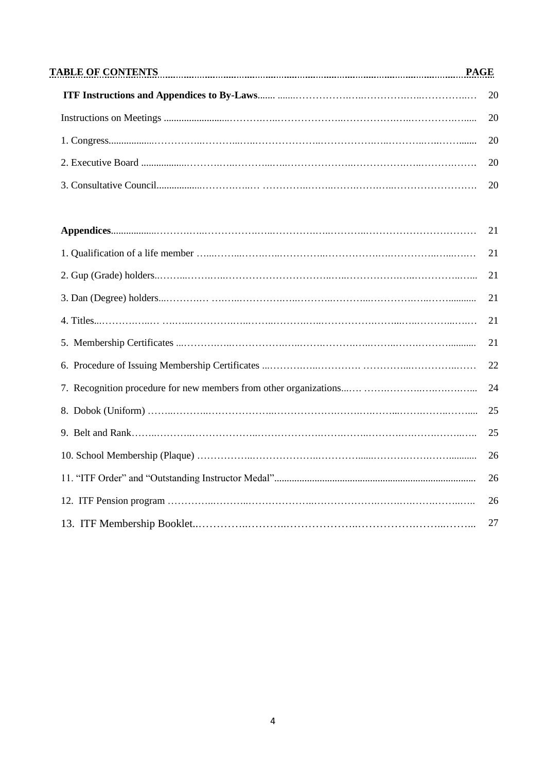| **TABLE OF CONTENTS** | **PAGE** |
|---|---|
| **ITF Instructions and Appendices to By-Laws** | 20 |
| Instructions on Meetings | 20 |
| 1. Congress | 20 |
| 2. Executive Board | 20 |
| 3. Consultative Council | 20 |
| | |
| **Appendices** | 21 |
| 1. Qualification of a life member | 21 |
| 2. Gup (Grade) holders | 21 |
| 3. Dan (Degree) holders | 21 |
| 4. Titles | 21 |
| 5. Membership Certificates | 21 |
| 6. Procedure of Issuing Membership Certificates | 22 |
| 7. Recognition procedure for new members from other organizations | 24 |
| 8. Dobok (Uniform) | 25 |
| 9. Belt and Rank | 25 |
| 10. School Membership (Plaque) | 26 |
| 11. "ITF Order" and "Outstanding Instructor Medal" | 26 |
| 12. ITF Pension program | 26 |
| 13. ITF Membership Booklet | 27 |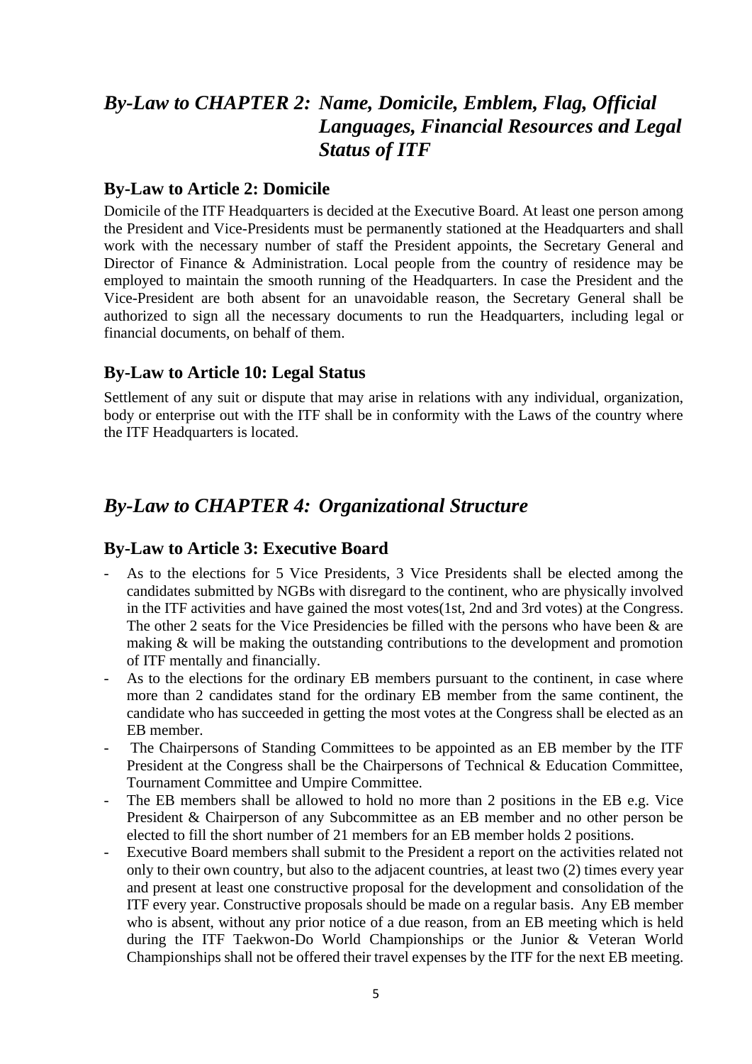## *By-Law to CHAPTER 2: Name, Domicile, Emblem, Flag, Official Languages, Financial Resources and Legal Status of ITF*

### By-Law to Article 2: Domicile

Domicile of the ITF Headquarters is decided at the Executive Board. At least one person among the President and Vice-Presidents must be permanently stationed at the Headquarters and shall work with the necessary number of staff the President appoints, the Secretary General and Director of Finance & Administration. Local people from the country of residence may be employed to maintain the smooth running of the Headquarters. In case the President and the Vice-President are both absent for an unavoidable reason, the Secretary General shall be authorized to sign all the necessary documents to run the Headquarters, including legal or financial documents, on behalf of them.

### By-Law to Article 10: Legal Status

Settlement of any suit or dispute that may arise in relations with any individual, organization, body or enterprise out with the ITF shall be in conformity with the Laws of the country where the ITF Headquarters is located.

## *By-Law to CHAPTER 4: Organizational Structure*

### By-Law to Article 3: Executive Board

- As to the elections for 5 Vice Presidents, 3 Vice Presidents shall be elected among the candidates submitted by NGBs with disregard to the continent, who are physically involved in the ITF activities and have gained the most votes(1st, 2nd and 3rd votes) at the Congress. The other 2 seats for the Vice Presidencies be filled with the persons who have been & are making & will be making the outstanding contributions to the development and promotion of ITF mentally and financially.
- As to the elections for the ordinary EB members pursuant to the continent, in case where more than 2 candidates stand for the ordinary EB member from the same continent, the candidate who has succeeded in getting the most votes at the Congress shall be elected as an EB member.
- The Chairpersons of Standing Committees to be appointed as an EB member by the ITF President at the Congress shall be the Chairpersons of Technical & Education Committee, Tournament Committee and Umpire Committee.
- The EB members shall be allowed to hold no more than 2 positions in the EB e.g. Vice President & Chairperson of any Subcommittee as an EB member and no other person be elected to fill the short number of 21 members for an EB member holds 2 positions.
- Executive Board members shall submit to the President a report on the activities related not only to their own country, but also to the adjacent countries, at least two (2) times every year and present at least one constructive proposal for the development and consolidation of the ITF every year. Constructive proposals should be made on a regular basis. Any EB member who is absent, without any prior notice of a due reason, from an EB meeting which is held during the ITF Taekwon-Do World Championships or the Junior & Veteran World Championships shall not be offered their travel expenses by the ITF for the next EB meeting.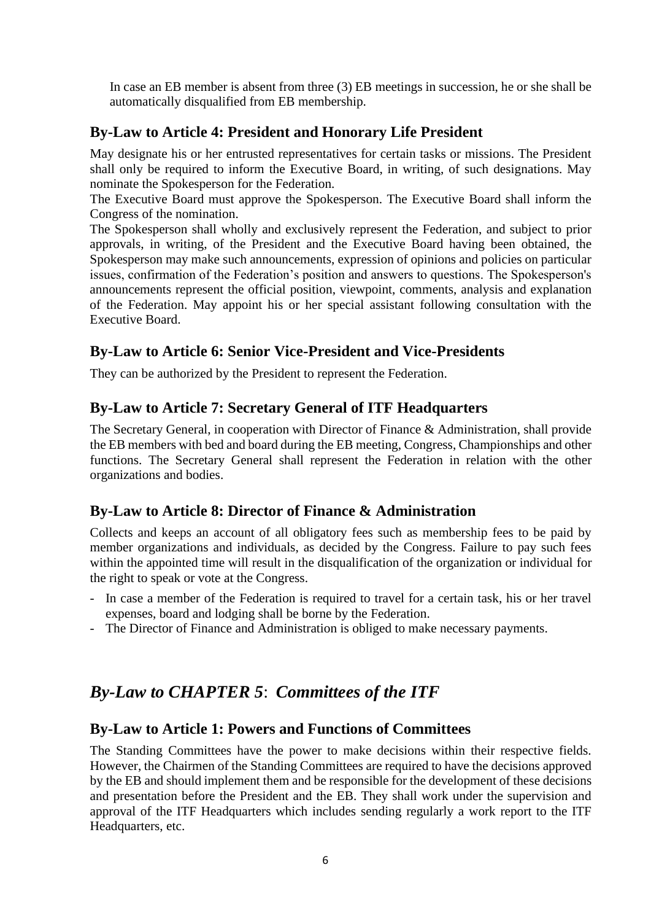In case an EB member is absent from three (3) EB meetings in succession, he or she shall be automatically disqualified from EB membership.

### By-Law to Article 4: President and Honorary Life President

May designate his or her entrusted representatives for certain tasks or missions. The President shall only be required to inform the Executive Board, in writing, of such designations. May nominate the Spokesperson for the Federation.

The Executive Board must approve the Spokesperson. The Executive Board shall inform the Congress of the nomination.

The Spokesperson shall wholly and exclusively represent the Federation, and subject to prior approvals, in writing, of the President and the Executive Board having been obtained, the Spokesperson may make such announcements, expression of opinions and policies on particular issues, confirmation of the Federation's position and answers to questions. The Spokesperson's announcements represent the official position, viewpoint, comments, analysis and explanation of the Federation. May appoint his or her special assistant following consultation with the Executive Board.

### By-Law to Article 6: Senior Vice-President and Vice-Presidents

They can be authorized by the President to represent the Federation.

### By-Law to Article 7: Secretary General of ITF Headquarters

The Secretary General, in cooperation with Director of Finance & Administration, shall provide the EB members with bed and board during the EB meeting, Congress, Championships and other functions. The Secretary General shall represent the Federation in relation with the other organizations and bodies.

### By-Law to Article 8: Director of Finance & Administration

Collects and keeps an account of all obligatory fees such as membership fees to be paid by member organizations and individuals, as decided by the Congress. Failure to pay such fees within the appointed time will result in the disqualification of the organization or individual for the right to speak or vote at the Congress.

- In case a member of the Federation is required to travel for a certain task, his or her travel expenses, board and lodging shall be borne by the Federation.
- The Director of Finance and Administration is obliged to make necessary payments.

## *By-Law to CHAPTER 5*: *Committees of the ITF*

### By-Law to Article 1: Powers and Functions of Committees

The Standing Committees have the power to make decisions within their respective fields. However, the Chairmen of the Standing Committees are required to have the decisions approved by the EB and should implement them and be responsible for the development of these decisions and presentation before the President and the EB. They shall work under the supervision and approval of the ITF Headquarters which includes sending regularly a work report to the ITF Headquarters, etc.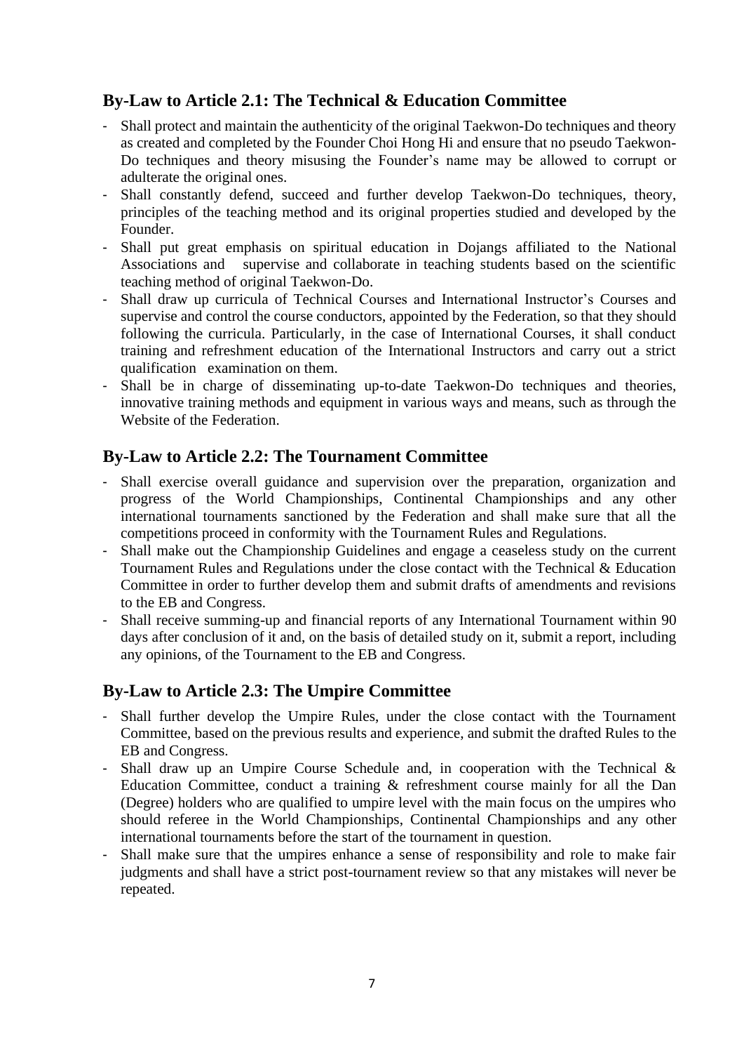## By-Law to Article 2.1: The Technical & Education Committee

- Shall protect and maintain the authenticity of the original Taekwon-Do techniques and theory as created and completed by the Founder Choi Hong Hi and ensure that no pseudo Taekwon-Do techniques and theory misusing the Founder's name may be allowed to corrupt or adulterate the original ones.
- Shall constantly defend, succeed and further develop Taekwon-Do techniques, theory, principles of the teaching method and its original properties studied and developed by the Founder.
- Shall put great emphasis on spiritual education in Dojangs affiliated to the National Associations and supervise and collaborate in teaching students based on the scientific teaching method of original Taekwon-Do.
- Shall draw up curricula of Technical Courses and International Instructor's Courses and supervise and control the course conductors, appointed by the Federation, so that they should following the curricula. Particularly, in the case of International Courses, it shall conduct training and refreshment education of the International Instructors and carry out a strict qualification examination on them.
- Shall be in charge of disseminating up-to-date Taekwon-Do techniques and theories, innovative training methods and equipment in various ways and means, such as through the Website of the Federation.

## By-Law to Article 2.2: The Tournament Committee

- Shall exercise overall guidance and supervision over the preparation, organization and progress of the World Championships, Continental Championships and any other international tournaments sanctioned by the Federation and shall make sure that all the competitions proceed in conformity with the Tournament Rules and Regulations.
- Shall make out the Championship Guidelines and engage a ceaseless study on the current Tournament Rules and Regulations under the close contact with the Technical & Education Committee in order to further develop them and submit drafts of amendments and revisions to the EB and Congress.
- Shall receive summing-up and financial reports of any International Tournament within 90 days after conclusion of it and, on the basis of detailed study on it, submit a report, including any opinions, of the Tournament to the EB and Congress.

## By-Law to Article 2.3: The Umpire Committee

- Shall further develop the Umpire Rules, under the close contact with the Tournament Committee, based on the previous results and experience, and submit the drafted Rules to the EB and Congress.
- Shall draw up an Umpire Course Schedule and, in cooperation with the Technical & Education Committee, conduct a training & refreshment course mainly for all the Dan (Degree) holders who are qualified to umpire level with the main focus on the umpires who should referee in the World Championships, Continental Championships and any other international tournaments before the start of the tournament in question.
- Shall make sure that the umpires enhance a sense of responsibility and role to make fair judgments and shall have a strict post-tournament review so that any mistakes will never be repeated.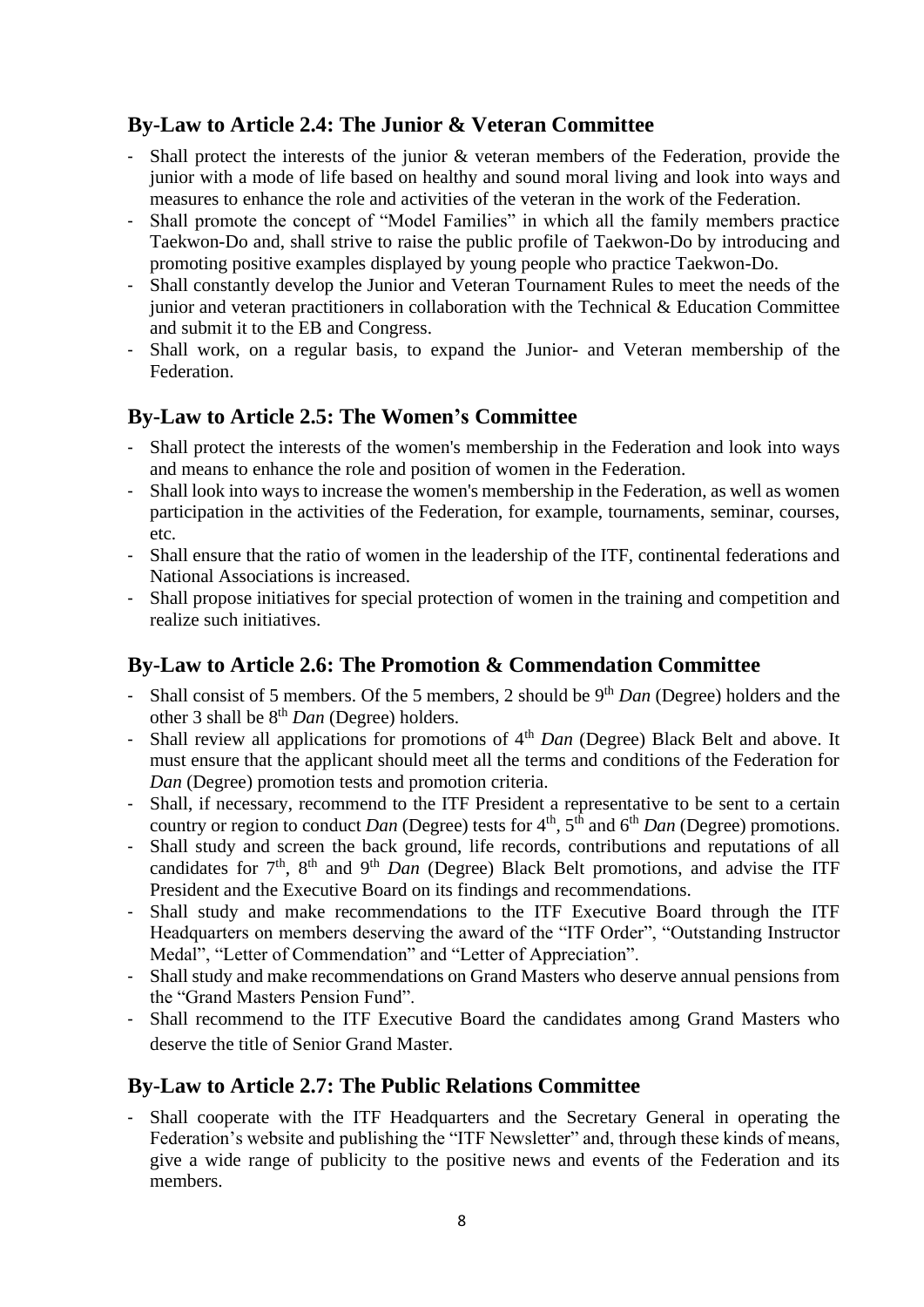## By-Law to Article 2.4: The Junior & Veteran Committee

- Shall protect the interests of the junior & veteran members of the Federation, provide the junior with a mode of life based on healthy and sound moral living and look into ways and measures to enhance the role and activities of the veteran in the work of the Federation.
- Shall promote the concept of "Model Families" in which all the family members practice Taekwon-Do and, shall strive to raise the public profile of Taekwon-Do by introducing and promoting positive examples displayed by young people who practice Taekwon-Do.
- Shall constantly develop the Junior and Veteran Tournament Rules to meet the needs of the junior and veteran practitioners in collaboration with the Technical & Education Committee and submit it to the EB and Congress.
- Shall work, on a regular basis, to expand the Junior- and Veteran membership of the Federation.

## By-Law to Article 2.5: The Women's Committee

- Shall protect the interests of the women's membership in the Federation and look into ways and means to enhance the role and position of women in the Federation.
- Shall look into ways to increase the women's membership in the Federation, as well as women participation in the activities of the Federation, for example, tournaments, seminar, courses, etc.
- Shall ensure that the ratio of women in the leadership of the ITF, continental federations and National Associations is increased.
- Shall propose initiatives for special protection of women in the training and competition and realize such initiatives.

## By-Law to Article 2.6: The Promotion & Commendation Committee

- Shall consist of 5 members. Of the 5 members, 2 should be 9th *Dan* (Degree) holders and the other 3 shall be 8th *Dan* (Degree) holders.
- Shall review all applications for promotions of 4th *Dan* (Degree) Black Belt and above. It must ensure that the applicant should meet all the terms and conditions of the Federation for *Dan* (Degree) promotion tests and promotion criteria.
- Shall, if necessary, recommend to the ITF President a representative to be sent to a certain country or region to conduct *Dan* (Degree) tests for 4th, 5th and 6th *Dan* (Degree) promotions.
- Shall study and screen the back ground, life records, contributions and reputations of all candidates for 7th, 8th and 9th *Dan* (Degree) Black Belt promotions, and advise the ITF President and the Executive Board on its findings and recommendations.
- Shall study and make recommendations to the ITF Executive Board through the ITF Headquarters on members deserving the award of the "ITF Order", "Outstanding Instructor Medal", "Letter of Commendation" and "Letter of Appreciation".
- Shall study and make recommendations on Grand Masters who deserve annual pensions from the "Grand Masters Pension Fund".
- Shall recommend to the ITF Executive Board the candidates among Grand Masters who deserve the title of Senior Grand Master.

## By-Law to Article 2.7: The Public Relations Committee

- Shall cooperate with the ITF Headquarters and the Secretary General in operating the Federation's website and publishing the "ITF Newsletter" and, through these kinds of means, give a wide range of publicity to the positive news and events of the Federation and its members.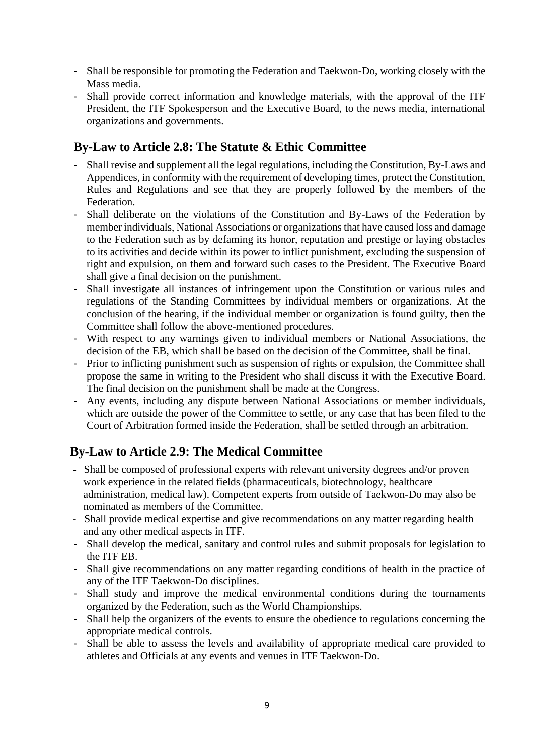- Shall be responsible for promoting the Federation and Taekwon-Do, working closely with the Mass media.
- Shall provide correct information and knowledge materials, with the approval of the ITF President, the ITF Spokesperson and the Executive Board, to the news media, international organizations and governments.

## By-Law to Article 2.8: The Statute & Ethic Committee

- Shall revise and supplement all the legal regulations, including the Constitution, By-Laws and Appendices, in conformity with the requirement of developing times, protect the Constitution, Rules and Regulations and see that they are properly followed by the members of the Federation.
- Shall deliberate on the violations of the Constitution and By-Laws of the Federation by member individuals, National Associations or organizations that have caused loss and damage to the Federation such as by defaming its honor, reputation and prestige or laying obstacles to its activities and decide within its power to inflict punishment, excluding the suspension of right and expulsion, on them and forward such cases to the President. The Executive Board shall give a final decision on the punishment.
- Shall investigate all instances of infringement upon the Constitution or various rules and regulations of the Standing Committees by individual members or organizations. At the conclusion of the hearing, if the individual member or organization is found guilty, then the Committee shall follow the above-mentioned procedures.
- With respect to any warnings given to individual members or National Associations, the decision of the EB, which shall be based on the decision of the Committee, shall be final.
- Prior to inflicting punishment such as suspension of rights or expulsion, the Committee shall propose the same in writing to the President who shall discuss it with the Executive Board. The final decision on the punishment shall be made at the Congress.
- Any events, including any dispute between National Associations or member individuals, which are outside the power of the Committee to settle, or any case that has been filed to the Court of Arbitration formed inside the Federation, shall be settled through an arbitration.

## By-Law to Article 2.9: The Medical Committee

- Shall be composed of professional experts with relevant university degrees and/or proven work experience in the related fields (pharmaceuticals, biotechnology, healthcare administration, medical law). Competent experts from outside of Taekwon-Do may also be nominated as members of the Committee.
- Shall provide medical expertise and give recommendations on any matter regarding health and any other medical aspects in ITF.
- Shall develop the medical, sanitary and control rules and submit proposals for legislation to the ITF EB.
- Shall give recommendations on any matter regarding conditions of health in the practice of any of the ITF Taekwon-Do disciplines.
- Shall study and improve the medical environmental conditions during the tournaments organized by the Federation, such as the World Championships.
- Shall help the organizers of the events to ensure the obedience to regulations concerning the appropriate medical controls.
- Shall be able to assess the levels and availability of appropriate medical care provided to athletes and Officials at any events and venues in ITF Taekwon-Do.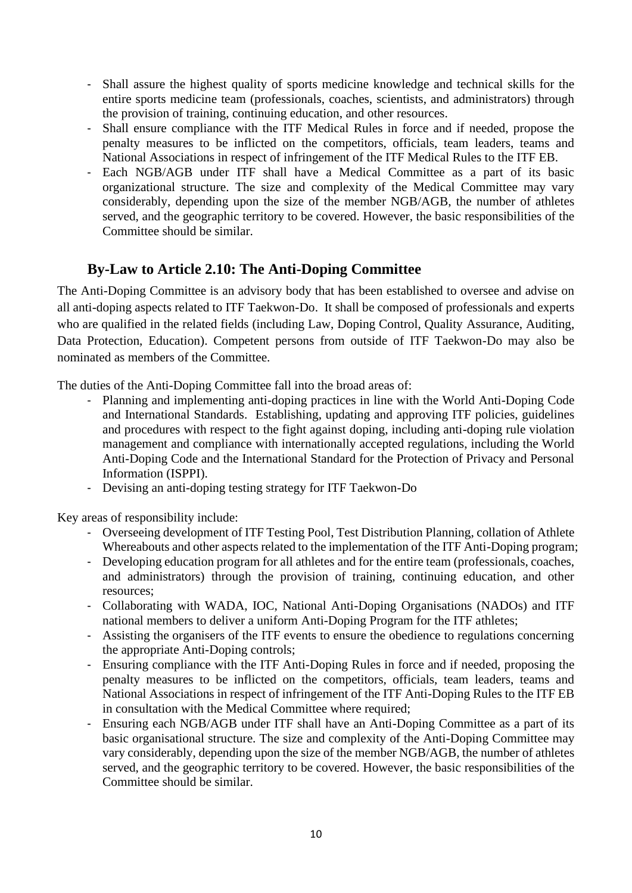- Shall assure the highest quality of sports medicine knowledge and technical skills for the entire sports medicine team (professionals, coaches, scientists, and administrators) through the provision of training, continuing education, and other resources.
- Shall ensure compliance with the ITF Medical Rules in force and if needed, propose the penalty measures to be inflicted on the competitors, officials, team leaders, teams and National Associations in respect of infringement of the ITF Medical Rules to the ITF EB.
- Each NGB/AGB under ITF shall have a Medical Committee as a part of its basic organizational structure. The size and complexity of the Medical Committee may vary considerably, depending upon the size of the member NGB/AGB, the number of athletes served, and the geographic territory to be covered. However, the basic responsibilities of the Committee should be similar.

## By-Law to Article 2.10: The Anti-Doping Committee

The Anti-Doping Committee is an advisory body that has been established to oversee and advise on all anti-doping aspects related to ITF Taekwon-Do. It shall be composed of professionals and experts who are qualified in the related fields (including Law, Doping Control, Quality Assurance, Auditing, Data Protection, Education). Competent persons from outside of ITF Taekwon-Do may also be nominated as members of the Committee.

The duties of the Anti-Doping Committee fall into the broad areas of:

- Planning and implementing anti-doping practices in line with the World Anti-Doping Code and International Standards. Establishing, updating and approving ITF policies, guidelines and procedures with respect to the fight against doping, including anti-doping rule violation management and compliance with internationally accepted regulations, including the World Anti-Doping Code and the International Standard for the Protection of Privacy and Personal Information (ISPPI).
- Devising an anti-doping testing strategy for ITF Taekwon-Do

Key areas of responsibility include:

- Overseeing development of ITF Testing Pool, Test Distribution Planning, collation of Athlete Whereabouts and other aspects related to the implementation of the ITF Anti-Doping program;
- Developing education program for all athletes and for the entire team (professionals, coaches, and administrators) through the provision of training, continuing education, and other resources;
- Collaborating with WADA, IOC, National Anti-Doping Organisations (NADOs) and ITF national members to deliver a uniform Anti-Doping Program for the ITF athletes;
- Assisting the organisers of the ITF events to ensure the obedience to regulations concerning the appropriate Anti-Doping controls;
- Ensuring compliance with the ITF Anti-Doping Rules in force and if needed, proposing the penalty measures to be inflicted on the competitors, officials, team leaders, teams and National Associations in respect of infringement of the ITF Anti-Doping Rules to the ITF EB in consultation with the Medical Committee where required;
- Ensuring each NGB/AGB under ITF shall have an Anti-Doping Committee as a part of its basic organisational structure. The size and complexity of the Anti-Doping Committee may vary considerably, depending upon the size of the member NGB/AGB, the number of athletes served, and the geographic territory to be covered. However, the basic responsibilities of the Committee should be similar.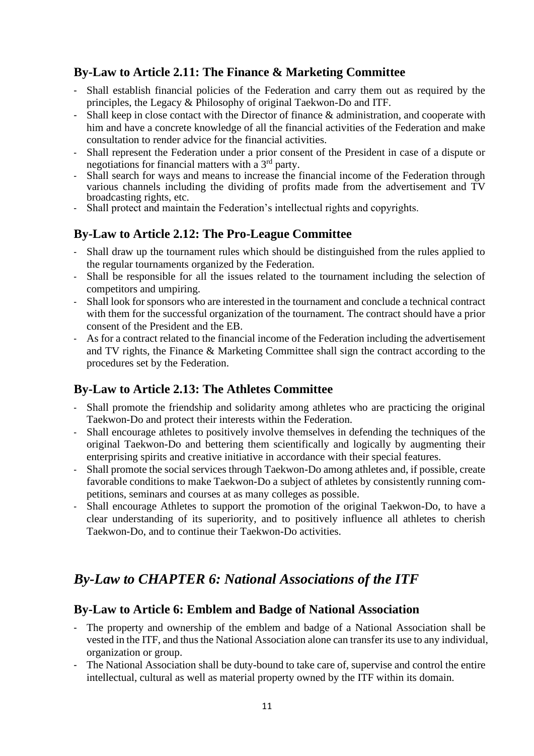### By-Law to Article 2.11: The Finance & Marketing Committee

- Shall establish financial policies of the Federation and carry them out as required by the principles, the Legacy & Philosophy of original Taekwon-Do and ITF.
- Shall keep in close contact with the Director of finance & administration, and cooperate with him and have a concrete knowledge of all the financial activities of the Federation and make consultation to render advice for the financial activities.
- Shall represent the Federation under a prior consent of the President in case of a dispute or negotiations for financial matters with a 3rd party.
- Shall search for ways and means to increase the financial income of the Federation through various channels including the dividing of profits made from the advertisement and TV broadcasting rights, etc.
- Shall protect and maintain the Federation's intellectual rights and copyrights.

### By-Law to Article 2.12: The Pro-League Committee

- Shall draw up the tournament rules which should be distinguished from the rules applied to the regular tournaments organized by the Federation.
- Shall be responsible for all the issues related to the tournament including the selection of competitors and umpiring.
- Shall look for sponsors who are interested in the tournament and conclude a technical contract with them for the successful organization of the tournament. The contract should have a prior consent of the President and the EB.
- As for a contract related to the financial income of the Federation including the advertisement and TV rights, the Finance & Marketing Committee shall sign the contract according to the procedures set by the Federation.

### By-Law to Article 2.13: The Athletes Committee

- Shall promote the friendship and solidarity among athletes who are practicing the original Taekwon-Do and protect their interests within the Federation.
- Shall encourage athletes to positively involve themselves in defending the techniques of the original Taekwon-Do and bettering them scientifically and logically by augmenting their enterprising spirits and creative initiative in accordance with their special features.
- Shall promote the social services through Taekwon-Do among athletes and, if possible, create favorable conditions to make Taekwon-Do a subject of athletes by consistently running competitions, seminars and courses at as many colleges as possible.
- Shall encourage Athletes to support the promotion of the original Taekwon-Do, to have a clear understanding of its superiority, and to positively influence all athletes to cherish Taekwon-Do, and to continue their Taekwon-Do activities.

## *By-Law to CHAPTER 6: National Associations of the ITF*

### By-Law to Article 6: Emblem and Badge of National Association

- The property and ownership of the emblem and badge of a National Association shall be vested in the ITF, and thus the National Association alone can transfer its use to any individual, organization or group.
- The National Association shall be duty-bound to take care of, supervise and control the entire intellectual, cultural as well as material property owned by the ITF within its domain.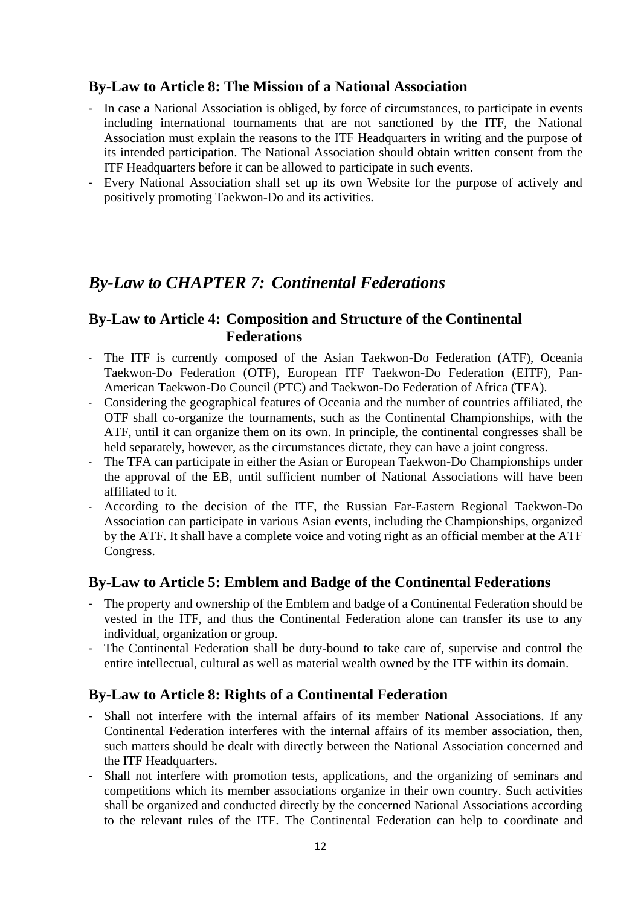### By-Law to Article 8: The Mission of a National Association

- In case a National Association is obliged, by force of circumstances, to participate in events including international tournaments that are not sanctioned by the ITF, the National Association must explain the reasons to the ITF Headquarters in writing and the purpose of its intended participation. The National Association should obtain written consent from the ITF Headquarters before it can be allowed to participate in such events.
- Every National Association shall set up its own Website for the purpose of actively and positively promoting Taekwon-Do and its activities.

## *By-Law to CHAPTER 7: Continental Federations*

### By-Law to Article 4: Composition and Structure of the Continental Federations

- The ITF is currently composed of the Asian Taekwon-Do Federation (ATF), Oceania Taekwon-Do Federation (OTF), European ITF Taekwon-Do Federation (EITF), Pan-American Taekwon-Do Council (PTC) and Taekwon-Do Federation of Africa (TFA).
- Considering the geographical features of Oceania and the number of countries affiliated, the OTF shall co-organize the tournaments, such as the Continental Championships, with the ATF, until it can organize them on its own. In principle, the continental congresses shall be held separately, however, as the circumstances dictate, they can have a joint congress.
- The TFA can participate in either the Asian or European Taekwon-Do Championships under the approval of the EB, until sufficient number of National Associations will have been affiliated to it.
- According to the decision of the ITF, the Russian Far-Eastern Regional Taekwon-Do Association can participate in various Asian events, including the Championships, organized by the ATF. It shall have a complete voice and voting right as an official member at the ATF Congress.

### By-Law to Article 5: Emblem and Badge of the Continental Federations

- The property and ownership of the Emblem and badge of a Continental Federation should be vested in the ITF, and thus the Continental Federation alone can transfer its use to any individual, organization or group.
- The Continental Federation shall be duty-bound to take care of, supervise and control the entire intellectual, cultural as well as material wealth owned by the ITF within its domain.

### By-Law to Article 8: Rights of a Continental Federation

- Shall not interfere with the internal affairs of its member National Associations. If any Continental Federation interferes with the internal affairs of its member association, then, such matters should be dealt with directly between the National Association concerned and the ITF Headquarters.
- Shall not interfere with promotion tests, applications, and the organizing of seminars and competitions which its member associations organize in their own country. Such activities shall be organized and conducted directly by the concerned National Associations according to the relevant rules of the ITF. The Continental Federation can help to coordinate and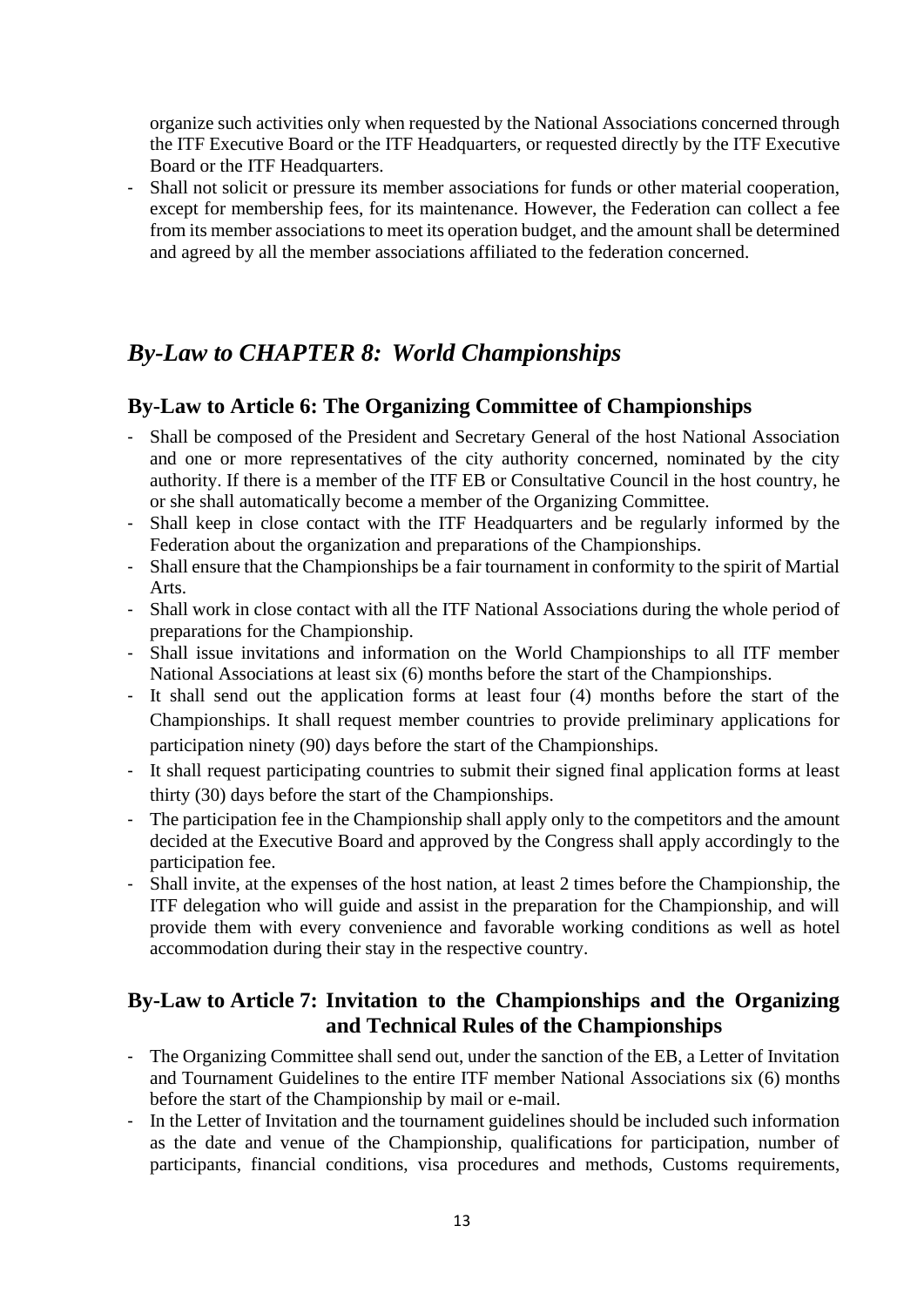organize such activities only when requested by the National Associations concerned through the ITF Executive Board or the ITF Headquarters, or requested directly by the ITF Executive Board or the ITF Headquarters.
- Shall not solicit or pressure its member associations for funds or other material cooperation, except for membership fees, for its maintenance. However, the Federation can collect a fee from its member associations to meet its operation budget, and the amount shall be determined and agreed by all the member associations affiliated to the federation concerned.

## *By-Law to CHAPTER 8: World Championships*

### By-Law to Article 6: The Organizing Committee of Championships

- Shall be composed of the President and Secretary General of the host National Association and one or more representatives of the city authority concerned, nominated by the city authority. If there is a member of the ITF EB or Consultative Council in the host country, he or she shall automatically become a member of the Organizing Committee.
- Shall keep in close contact with the ITF Headquarters and be regularly informed by the Federation about the organization and preparations of the Championships.
- Shall ensure that the Championships be a fair tournament in conformity to the spirit of Martial Arts.
- Shall work in close contact with all the ITF National Associations during the whole period of preparations for the Championship.
- Shall issue invitations and information on the World Championships to all ITF member National Associations at least six (6) months before the start of the Championships.
- It shall send out the application forms at least four (4) months before the start of the Championships. It shall request member countries to provide preliminary applications for participation ninety (90) days before the start of the Championships.
- It shall request participating countries to submit their signed final application forms at least thirty (30) days before the start of the Championships.
- The participation fee in the Championship shall apply only to the competitors and the amount decided at the Executive Board and approved by the Congress shall apply accordingly to the participation fee.
- Shall invite, at the expenses of the host nation, at least 2 times before the Championship, the ITF delegation who will guide and assist in the preparation for the Championship, and will provide them with every convenience and favorable working conditions as well as hotel accommodation during their stay in the respective country.

### By-Law to Article 7: Invitation to the Championships and the Organizing and Technical Rules of the Championships

- The Organizing Committee shall send out, under the sanction of the EB, a Letter of Invitation and Tournament Guidelines to the entire ITF member National Associations six (6) months before the start of the Championship by mail or e-mail.
- In the Letter of Invitation and the tournament guidelines should be included such information as the date and venue of the Championship, qualifications for participation, number of participants, financial conditions, visa procedures and methods, Customs requirements,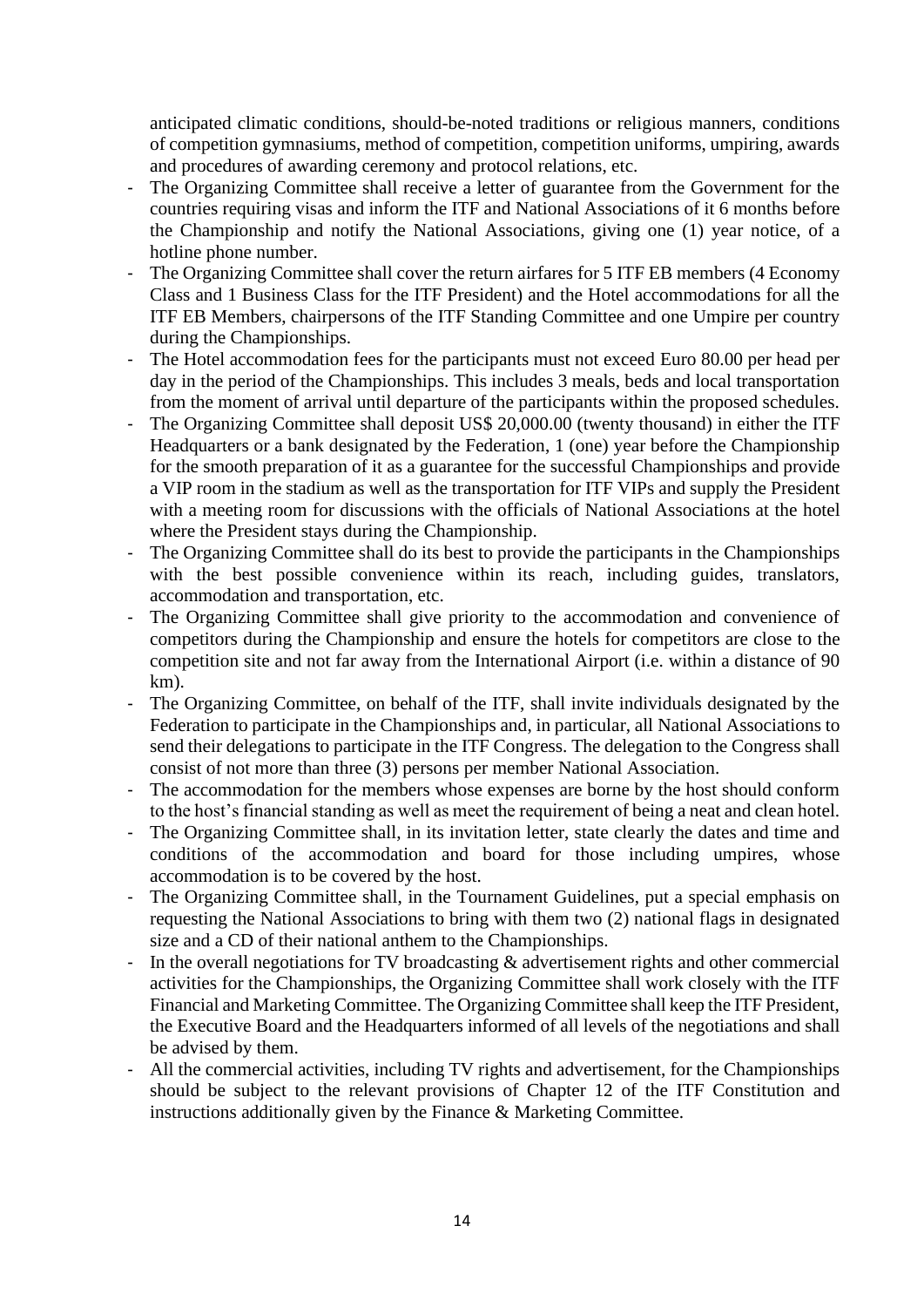anticipated climatic conditions, should-be-noted traditions or religious manners, conditions of competition gymnasiums, method of competition, competition uniforms, umpiring, awards and procedures of awarding ceremony and protocol relations, etc.

- The Organizing Committee shall receive a letter of guarantee from the Government for the countries requiring visas and inform the ITF and National Associations of it 6 months before the Championship and notify the National Associations, giving one (1) year notice, of a hotline phone number.
- The Organizing Committee shall cover the return airfares for 5 ITF EB members (4 Economy Class and 1 Business Class for the ITF President) and the Hotel accommodations for all the ITF EB Members, chairpersons of the ITF Standing Committee and one Umpire per country during the Championships.
- The Hotel accommodation fees for the participants must not exceed Euro 80.00 per head per day in the period of the Championships. This includes 3 meals, beds and local transportation from the moment of arrival until departure of the participants within the proposed schedules.
- The Organizing Committee shall deposit US$ 20,000.00 (twenty thousand) in either the ITF Headquarters or a bank designated by the Federation, 1 (one) year before the Championship for the smooth preparation of it as a guarantee for the successful Championships and provide a VIP room in the stadium as well as the transportation for ITF VIPs and supply the President with a meeting room for discussions with the officials of National Associations at the hotel where the President stays during the Championship.
- The Organizing Committee shall do its best to provide the participants in the Championships with the best possible convenience within its reach, including guides, translators, accommodation and transportation, etc.
- The Organizing Committee shall give priority to the accommodation and convenience of competitors during the Championship and ensure the hotels for competitors are close to the competition site and not far away from the International Airport (i.e. within a distance of 90 km).
- The Organizing Committee, on behalf of the ITF, shall invite individuals designated by the Federation to participate in the Championships and, in particular, all National Associations to send their delegations to participate in the ITF Congress. The delegation to the Congress shall consist of not more than three (3) persons per member National Association.
- The accommodation for the members whose expenses are borne by the host should conform to the host's financial standing as well as meet the requirement of being a neat and clean hotel.
- The Organizing Committee shall, in its invitation letter, state clearly the dates and time and conditions of the accommodation and board for those including umpires, whose accommodation is to be covered by the host.
- The Organizing Committee shall, in the Tournament Guidelines, put a special emphasis on requesting the National Associations to bring with them two (2) national flags in designated size and a CD of their national anthem to the Championships.
- In the overall negotiations for TV broadcasting & advertisement rights and other commercial activities for the Championships, the Organizing Committee shall work closely with the ITF Financial and Marketing Committee. The Organizing Committee shall keep the ITF President, the Executive Board and the Headquarters informed of all levels of the negotiations and shall be advised by them.
- All the commercial activities, including TV rights and advertisement, for the Championships should be subject to the relevant provisions of Chapter 12 of the ITF Constitution and instructions additionally given by the Finance & Marketing Committee.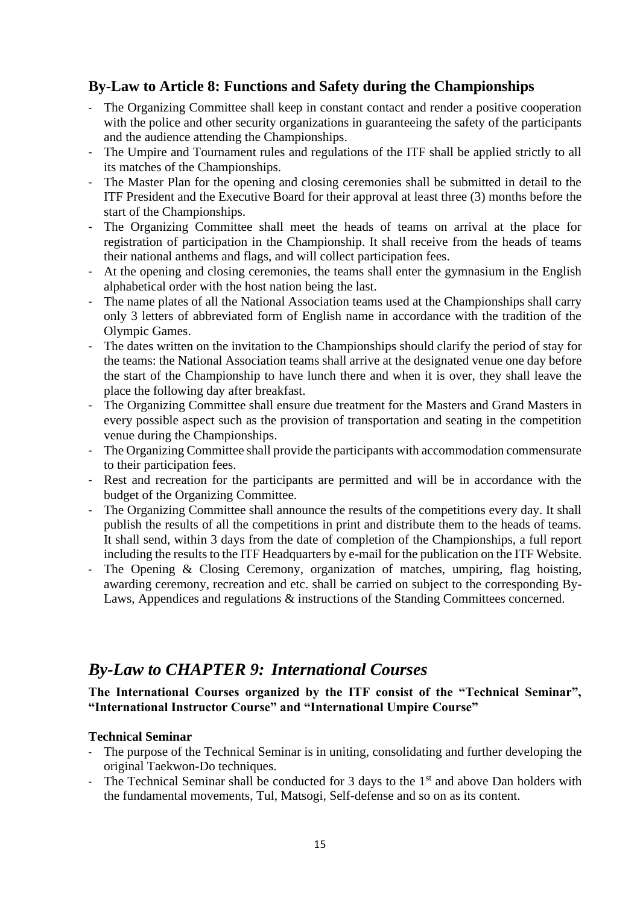### By-Law to Article 8: Functions and Safety during the Championships

- The Organizing Committee shall keep in constant contact and render a positive cooperation with the police and other security organizations in guaranteeing the safety of the participants and the audience attending the Championships.
- The Umpire and Tournament rules and regulations of the ITF shall be applied strictly to all its matches of the Championships.
- The Master Plan for the opening and closing ceremonies shall be submitted in detail to the ITF President and the Executive Board for their approval at least three (3) months before the start of the Championships.
- The Organizing Committee shall meet the heads of teams on arrival at the place for registration of participation in the Championship. It shall receive from the heads of teams their national anthems and flags, and will collect participation fees.
- At the opening and closing ceremonies, the teams shall enter the gymnasium in the English alphabetical order with the host nation being the last.
- The name plates of all the National Association teams used at the Championships shall carry only 3 letters of abbreviated form of English name in accordance with the tradition of the Olympic Games.
- The dates written on the invitation to the Championships should clarify the period of stay for the teams: the National Association teams shall arrive at the designated venue one day before the start of the Championship to have lunch there and when it is over, they shall leave the place the following day after breakfast.
- The Organizing Committee shall ensure due treatment for the Masters and Grand Masters in every possible aspect such as the provision of transportation and seating in the competition venue during the Championships.
- The Organizing Committee shall provide the participants with accommodation commensurate to their participation fees.
- Rest and recreation for the participants are permitted and will be in accordance with the budget of the Organizing Committee.
- The Organizing Committee shall announce the results of the competitions every day. It shall publish the results of all the competitions in print and distribute them to the heads of teams. It shall send, within 3 days from the date of completion of the Championships, a full report including the results to the ITF Headquarters by e-mail for the publication on the ITF Website.
- The Opening & Closing Ceremony, organization of matches, umpiring, flag hoisting, awarding ceremony, recreation and etc. shall be carried on subject to the corresponding By-Laws, Appendices and regulations & instructions of the Standing Committees concerned.

## *By-Law to CHAPTER 9: International Courses*

**The International Courses organized by the ITF consist of the "Technical Seminar", "International Instructor Course" and "International Umpire Course"**

**Technical Seminar**

- The purpose of the Technical Seminar is in uniting, consolidating and further developing the original Taekwon-Do techniques.
- The Technical Seminar shall be conducted for 3 days to the 1st and above Dan holders with the fundamental movements, Tul, Matsogi, Self-defense and so on as its content.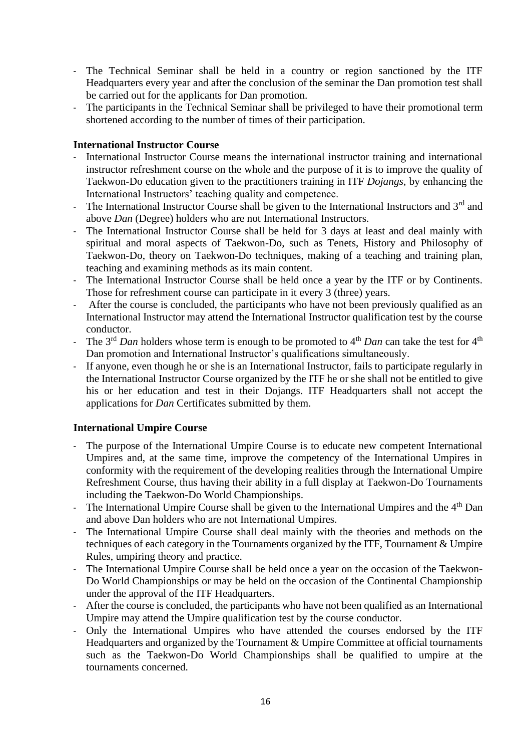- The Technical Seminar shall be held in a country or region sanctioned by the ITF Headquarters every year and after the conclusion of the seminar the Dan promotion test shall be carried out for the applicants for Dan promotion.
- The participants in the Technical Seminar shall be privileged to have their promotional term shortened according to the number of times of their participation.

**International Instructor Course**

- International Instructor Course means the international instructor training and international instructor refreshment course on the whole and the purpose of it is to improve the quality of Taekwon-Do education given to the practitioners training in ITF *Dojangs*, by enhancing the International Instructors' teaching quality and competence.
- The International Instructor Course shall be given to the International Instructors and 3rd and above *Dan* (Degree) holders who are not International Instructors.
- The International Instructor Course shall be held for 3 days at least and deal mainly with spiritual and moral aspects of Taekwon-Do, such as Tenets, History and Philosophy of Taekwon-Do, theory on Taekwon-Do techniques, making of a teaching and training plan, teaching and examining methods as its main content.
- The International Instructor Course shall be held once a year by the ITF or by Continents. Those for refreshment course can participate in it every 3 (three) years.
- After the course is concluded, the participants who have not been previously qualified as an International Instructor may attend the International Instructor qualification test by the course conductor.
- The 3rd *Dan* holders whose term is enough to be promoted to 4th *Dan* can take the test for 4th Dan promotion and International Instructor's qualifications simultaneously.
- If anyone, even though he or she is an International Instructor, fails to participate regularly in the International Instructor Course organized by the ITF he or she shall not be entitled to give his or her education and test in their Dojangs. ITF Headquarters shall not accept the applications for *Dan* Certificates submitted by them.

**International Umpire Course**

- The purpose of the International Umpire Course is to educate new competent International Umpires and, at the same time, improve the competency of the International Umpires in conformity with the requirement of the developing realities through the International Umpire Refreshment Course, thus having their ability in a full display at Taekwon-Do Tournaments including the Taekwon-Do World Championships.
- The International Umpire Course shall be given to the International Umpires and the 4th Dan and above Dan holders who are not International Umpires.
- The International Umpire Course shall deal mainly with the theories and methods on the techniques of each category in the Tournaments organized by the ITF, Tournament & Umpire Rules, umpiring theory and practice.
- The International Umpire Course shall be held once a year on the occasion of the Taekwon-Do World Championships or may be held on the occasion of the Continental Championship under the approval of the ITF Headquarters.
- After the course is concluded, the participants who have not been qualified as an International Umpire may attend the Umpire qualification test by the course conductor.
- Only the International Umpires who have attended the courses endorsed by the ITF Headquarters and organized by the Tournament & Umpire Committee at official tournaments such as the Taekwon-Do World Championships shall be qualified to umpire at the tournaments concerned.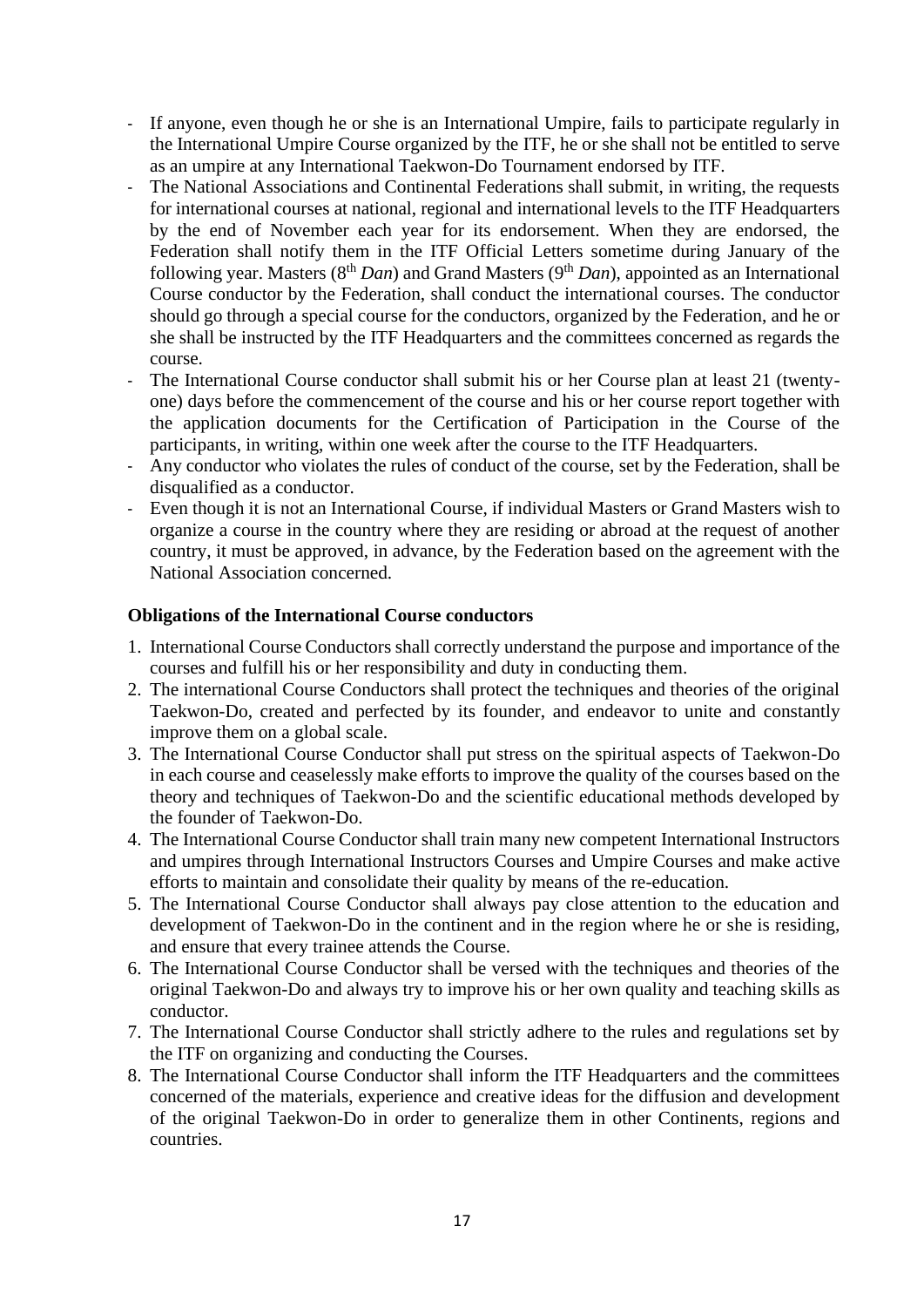- If anyone, even though he or she is an International Umpire, fails to participate regularly in the International Umpire Course organized by the ITF, he or she shall not be entitled to serve as an umpire at any International Taekwon-Do Tournament endorsed by ITF.
- The National Associations and Continental Federations shall submit, in writing, the requests for international courses at national, regional and international levels to the ITF Headquarters by the end of November each year for its endorsement. When they are endorsed, the Federation shall notify them in the ITF Official Letters sometime during January of the following year. Masters (8th *Dan*) and Grand Masters (9th *Dan*), appointed as an International Course conductor by the Federation, shall conduct the international courses. The conductor should go through a special course for the conductors, organized by the Federation, and he or she shall be instructed by the ITF Headquarters and the committees concerned as regards the course.
- The International Course conductor shall submit his or her Course plan at least 21 (twenty-one) days before the commencement of the course and his or her course report together with the application documents for the Certification of Participation in the Course of the participants, in writing, within one week after the course to the ITF Headquarters.
- Any conductor who violates the rules of conduct of the course, set by the Federation, shall be disqualified as a conductor.
- Even though it is not an International Course, if individual Masters or Grand Masters wish to organize a course in the country where they are residing or abroad at the request of another country, it must be approved, in advance, by the Federation based on the agreement with the National Association concerned.

**Obligations of the International Course conductors**

1. International Course Conductors shall correctly understand the purpose and importance of the courses and fulfill his or her responsibility and duty in conducting them.
2. The international Course Conductors shall protect the techniques and theories of the original Taekwon-Do, created and perfected by its founder, and endeavor to unite and constantly improve them on a global scale.
3. The International Course Conductor shall put stress on the spiritual aspects of Taekwon-Do in each course and ceaselessly make efforts to improve the quality of the courses based on the theory and techniques of Taekwon-Do and the scientific educational methods developed by the founder of Taekwon-Do.
4. The International Course Conductor shall train many new competent International Instructors and umpires through International Instructors Courses and Umpire Courses and make active efforts to maintain and consolidate their quality by means of the re-education.
5. The International Course Conductor shall always pay close attention to the education and development of Taekwon-Do in the continent and in the region where he or she is residing, and ensure that every trainee attends the Course.
6. The International Course Conductor shall be versed with the techniques and theories of the original Taekwon-Do and always try to improve his or her own quality and teaching skills as conductor.
7. The International Course Conductor shall strictly adhere to the rules and regulations set by the ITF on organizing and conducting the Courses.
8. The International Course Conductor shall inform the ITF Headquarters and the committees concerned of the materials, experience and creative ideas for the diffusion and development of the original Taekwon-Do in order to generalize them in other Continents, regions and countries.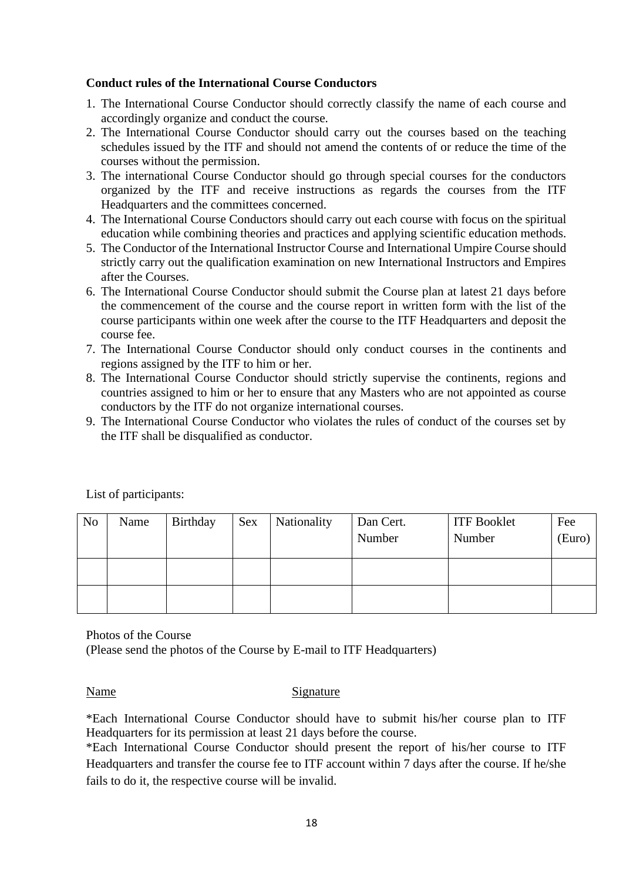**Conduct rules of the International Course Conductors**

1. The International Course Conductor should correctly classify the name of each course and accordingly organize and conduct the course.
2. The International Course Conductor should carry out the courses based on the teaching schedules issued by the ITF and should not amend the contents of or reduce the time of the courses without the permission.
3. The international Course Conductor should go through special courses for the conductors organized by the ITF and receive instructions as regards the courses from the ITF Headquarters and the committees concerned.
4. The International Course Conductors should carry out each course with focus on the spiritual education while combining theories and practices and applying scientific education methods.
5. The Conductor of the International Instructor Course and International Umpire Course should strictly carry out the qualification examination on new International Instructors and Empires after the Courses.
6. The International Course Conductor should submit the Course plan at latest 21 days before the commencement of the course and the course report in written form with the list of the course participants within one week after the course to the ITF Headquarters and deposit the course fee.
7. The International Course Conductor should only conduct courses in the continents and regions assigned by the ITF to him or her.
8. The International Course Conductor should strictly supervise the continents, regions and countries assigned to him or her to ensure that any Masters who are not appointed as course conductors by the ITF do not organize international courses.
9. The International Course Conductor who violates the rules of conduct of the courses set by the ITF shall be disqualified as conductor.

List of participants:

| No | Name | Birthday | Sex | Nationality | Dan Cert. Number | ITF Booklet Number | Fee (Euro) |
|---|---|---|---|---|---|---|---|
| | | | | | | | |
| | | | | | | | |

Photos of the Course
(Please send the photos of the Course by E-mail to ITF Headquarters)

Name                                        Signature

*Each International Course Conductor should have to submit his/her course plan to ITF Headquarters for its permission at least 21 days before the course.
*Each International Course Conductor should present the report of his/her course to ITF Headquarters and transfer the course fee to ITF account within 7 days after the course. If he/she fails to do it, the respective course will be invalid.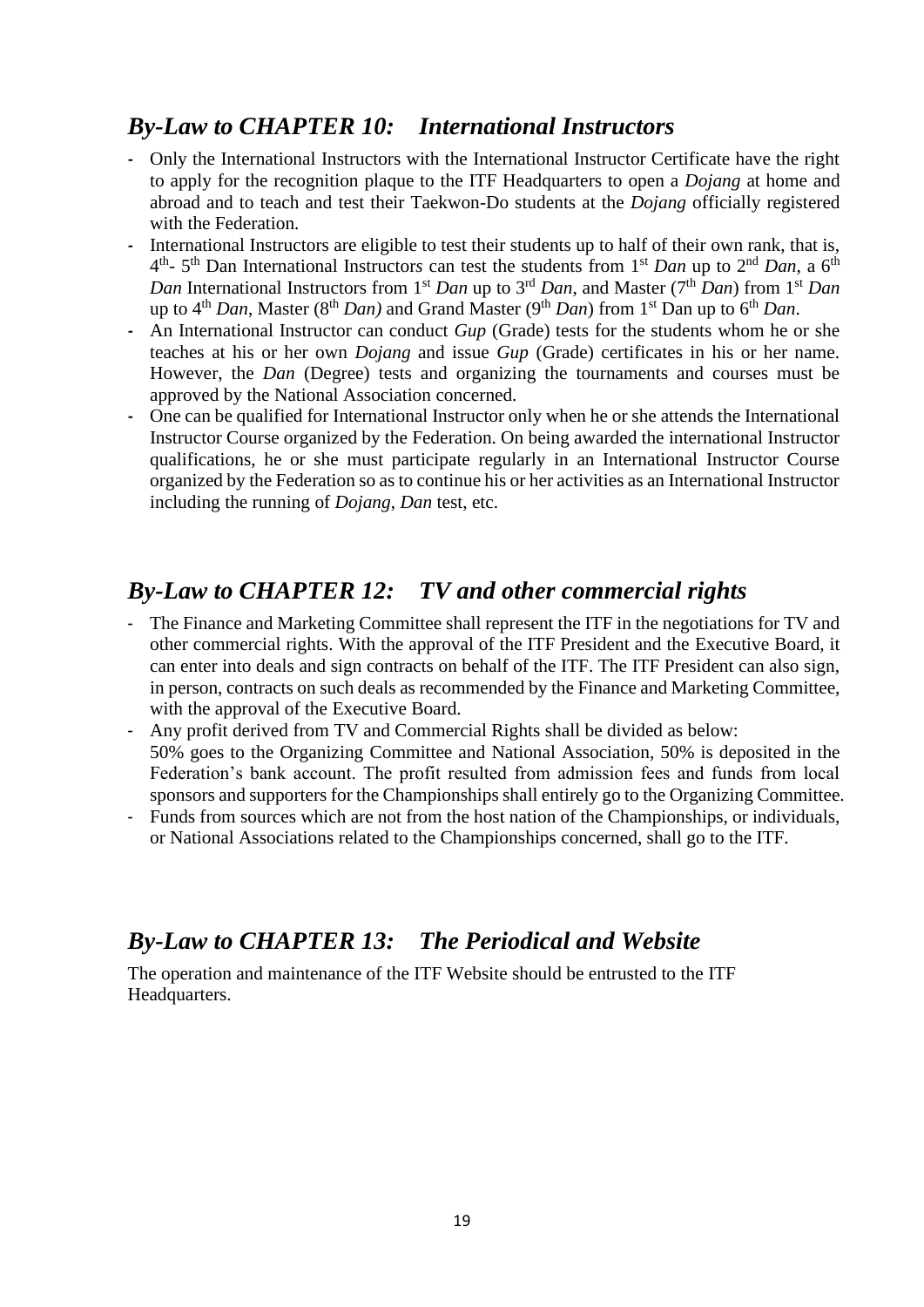## *By-Law to CHAPTER 10: International Instructors*

- Only the International Instructors with the International Instructor Certificate have the right to apply for the recognition plaque to the ITF Headquarters to open a *Dojang* at home and abroad and to teach and test their Taekwon-Do students at the *Dojang* officially registered with the Federation.
- International Instructors are eligible to test their students up to half of their own rank, that is, 4th- 5th Dan International Instructors can test the students from 1st *Dan* up to 2nd *Dan*, a 6th *Dan* International Instructors from 1st *Dan* up to 3rd *Dan*, and Master (7th *Dan*) from 1st *Dan* up to 4th *Dan*, Master (8th *Dan)* and Grand Master (9th *Dan*) from 1st Dan up to 6th *Dan*.
- An International Instructor can conduct *Gup* (Grade) tests for the students whom he or she teaches at his or her own *Dojang* and issue *Gup* (Grade) certificates in his or her name. However, the *Dan* (Degree) tests and organizing the tournaments and courses must be approved by the National Association concerned.
- One can be qualified for International Instructor only when he or she attends the International Instructor Course organized by the Federation. On being awarded the international Instructor qualifications, he or she must participate regularly in an International Instructor Course organized by the Federation so as to continue his or her activities as an International Instructor including the running of *Dojang*, *Dan* test, etc.

## *By-Law to CHAPTER 12: TV and other commercial rights*

- The Finance and Marketing Committee shall represent the ITF in the negotiations for TV and other commercial rights. With the approval of the ITF President and the Executive Board, it can enter into deals and sign contracts on behalf of the ITF. The ITF President can also sign, in person, contracts on such deals as recommended by the Finance and Marketing Committee, with the approval of the Executive Board.
- Any profit derived from TV and Commercial Rights shall be divided as below:
  50% goes to the Organizing Committee and National Association, 50% is deposited in the Federation's bank account. The profit resulted from admission fees and funds from local sponsors and supporters for the Championships shall entirely go to the Organizing Committee.
- Funds from sources which are not from the host nation of the Championships, or individuals, or National Associations related to the Championships concerned, shall go to the ITF.

## *By-Law to CHAPTER 13: The Periodical and Website*

The operation and maintenance of the ITF Website should be entrusted to the ITF Headquarters.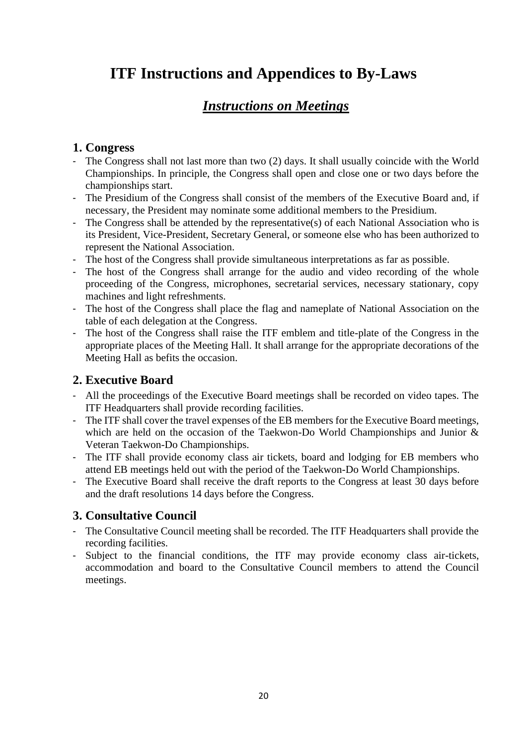# ITF Instructions and Appendices to By-Laws

## *Instructions on Meetings*

### 1. Congress

- The Congress shall not last more than two (2) days. It shall usually coincide with the World Championships. In principle, the Congress shall open and close one or two days before the championships start.
- The Presidium of the Congress shall consist of the members of the Executive Board and, if necessary, the President may nominate some additional members to the Presidium.
- The Congress shall be attended by the representative(s) of each National Association who is its President, Vice-President, Secretary General, or someone else who has been authorized to represent the National Association.
- The host of the Congress shall provide simultaneous interpretations as far as possible.
- The host of the Congress shall arrange for the audio and video recording of the whole proceeding of the Congress, microphones, secretarial services, necessary stationary, copy machines and light refreshments.
- The host of the Congress shall place the flag and nameplate of National Association on the table of each delegation at the Congress.
- The host of the Congress shall raise the ITF emblem and title-plate of the Congress in the appropriate places of the Meeting Hall. It shall arrange for the appropriate decorations of the Meeting Hall as befits the occasion.

### 2. Executive Board

- All the proceedings of the Executive Board meetings shall be recorded on video tapes. The ITF Headquarters shall provide recording facilities.
- The ITF shall cover the travel expenses of the EB members for the Executive Board meetings, which are held on the occasion of the Taekwon-Do World Championships and Junior & Veteran Taekwon-Do Championships.
- The ITF shall provide economy class air tickets, board and lodging for EB members who attend EB meetings held out with the period of the Taekwon-Do World Championships.
- The Executive Board shall receive the draft reports to the Congress at least 30 days before and the draft resolutions 14 days before the Congress.

### 3. Consultative Council

- The Consultative Council meeting shall be recorded. The ITF Headquarters shall provide the recording facilities.
- Subject to the financial conditions, the ITF may provide economy class air-tickets, accommodation and board to the Consultative Council members to attend the Council meetings.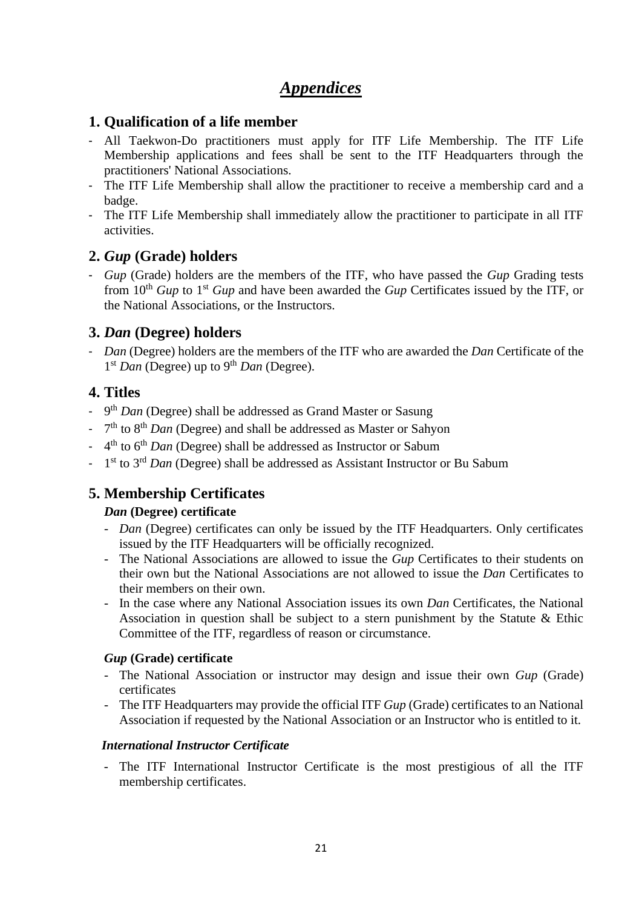# *Appendices*

## 1. Qualification of a life member

- All Taekwon-Do practitioners must apply for ITF Life Membership. The ITF Life Membership applications and fees shall be sent to the ITF Headquarters through the practitioners' National Associations.
- The ITF Life Membership shall allow the practitioner to receive a membership card and a badge.
- The ITF Life Membership shall immediately allow the practitioner to participate in all ITF activities.

## 2. *Gup* (Grade) holders

- *Gup* (Grade) holders are the members of the ITF, who have passed the *Gup* Grading tests from 10th *Gup* to 1st *Gup* and have been awarded the *Gup* Certificates issued by the ITF, or the National Associations, or the Instructors.

## 3. *Dan* (Degree) holders

- *Dan* (Degree) holders are the members of the ITF who are awarded the *Dan* Certificate of the 1st *Dan* (Degree) up to 9th *Dan* (Degree).

## 4. Titles

- 9th *Dan* (Degree) shall be addressed as Grand Master or Sasung
- 7th to 8th *Dan* (Degree) and shall be addressed as Master or Sahyon
- 4th to 6th *Dan* (Degree) shall be addressed as Instructor or Sabum
- 1st to 3rd *Dan* (Degree) shall be addressed as Assistant Instructor or Bu Sabum

## 5. Membership Certificates

### *Dan* (Degree) certificate

- *Dan* (Degree) certificates can only be issued by the ITF Headquarters. Only certificates issued by the ITF Headquarters will be officially recognized.
- The National Associations are allowed to issue the *Gup* Certificates to their students on their own but the National Associations are not allowed to issue the *Dan* Certificates to their members on their own.
- In the case where any National Association issues its own *Dan* Certificates, the National Association in question shall be subject to a stern punishment by the Statute & Ethic Committee of the ITF, regardless of reason or circumstance.

### *Gup* (Grade) certificate

- The National Association or instructor may design and issue their own *Gup* (Grade) certificates
- The ITF Headquarters may provide the official ITF *Gup* (Grade) certificates to an National Association if requested by the National Association or an Instructor who is entitled to it.

### *International Instructor Certificate*

- The ITF International Instructor Certificate is the most prestigious of all the ITF membership certificates.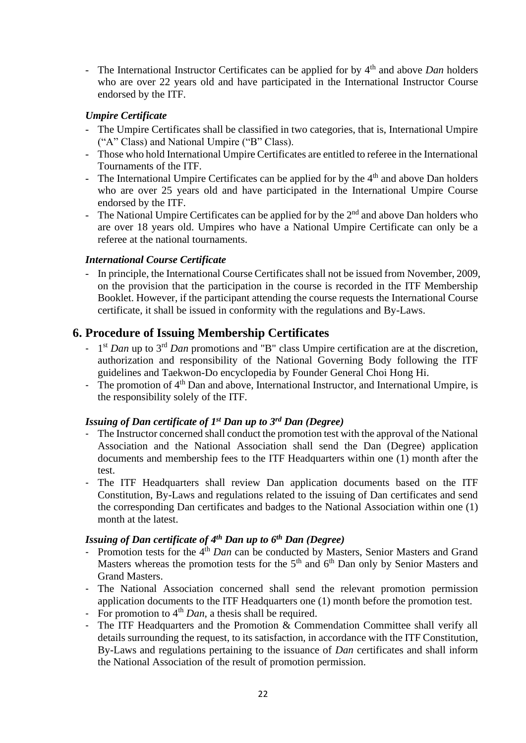- The International Instructor Certificates can be applied for by 4th and above *Dan* holders who are over 22 years old and have participated in the International Instructor Course endorsed by the ITF.

### *Umpire Certificate*

- The Umpire Certificates shall be classified in two categories, that is, International Umpire ("A" Class) and National Umpire ("B" Class).
- Those who hold International Umpire Certificates are entitled to referee in the International Tournaments of the ITF.
- The International Umpire Certificates can be applied for by the 4th and above Dan holders who are over 25 years old and have participated in the International Umpire Course endorsed by the ITF.
- The National Umpire Certificates can be applied for by the 2nd and above Dan holders who are over 18 years old. Umpires who have a National Umpire Certificate can only be a referee at the national tournaments.

### *International Course Certificate*

- In principle, the International Course Certificates shall not be issued from November, 2009, on the provision that the participation in the course is recorded in the ITF Membership Booklet. However, if the participant attending the course requests the International Course certificate, it shall be issued in conformity with the regulations and By-Laws.

## 6. Procedure of Issuing Membership Certificates

- 1st *Dan* up to 3rd *Dan* promotions and "B" class Umpire certification are at the discretion, authorization and responsibility of the National Governing Body following the ITF guidelines and Taekwon-Do encyclopedia by Founder General Choi Hong Hi.
- The promotion of 4th Dan and above, International Instructor, and International Umpire, is the responsibility solely of the ITF.

### *Issuing of Dan certificate of 1st Dan up to 3rd Dan (Degree)*

- The Instructor concerned shall conduct the promotion test with the approval of the National Association and the National Association shall send the Dan (Degree) application documents and membership fees to the ITF Headquarters within one (1) month after the test.
- The ITF Headquarters shall review Dan application documents based on the ITF Constitution, By-Laws and regulations related to the issuing of Dan certificates and send the corresponding Dan certificates and badges to the National Association within one (1) month at the latest.

### *Issuing of Dan certificate of 4th Dan up to 6th Dan (Degree)*

- Promotion tests for the 4th *Dan* can be conducted by Masters, Senior Masters and Grand Masters whereas the promotion tests for the 5th and 6th Dan only by Senior Masters and Grand Masters.
- The National Association concerned shall send the relevant promotion permission application documents to the ITF Headquarters one (1) month before the promotion test.
- For promotion to 4th *Dan*, a thesis shall be required.
- The ITF Headquarters and the Promotion & Commendation Committee shall verify all details surrounding the request, to its satisfaction, in accordance with the ITF Constitution, By-Laws and regulations pertaining to the issuance of *Dan* certificates and shall inform the National Association of the result of promotion permission.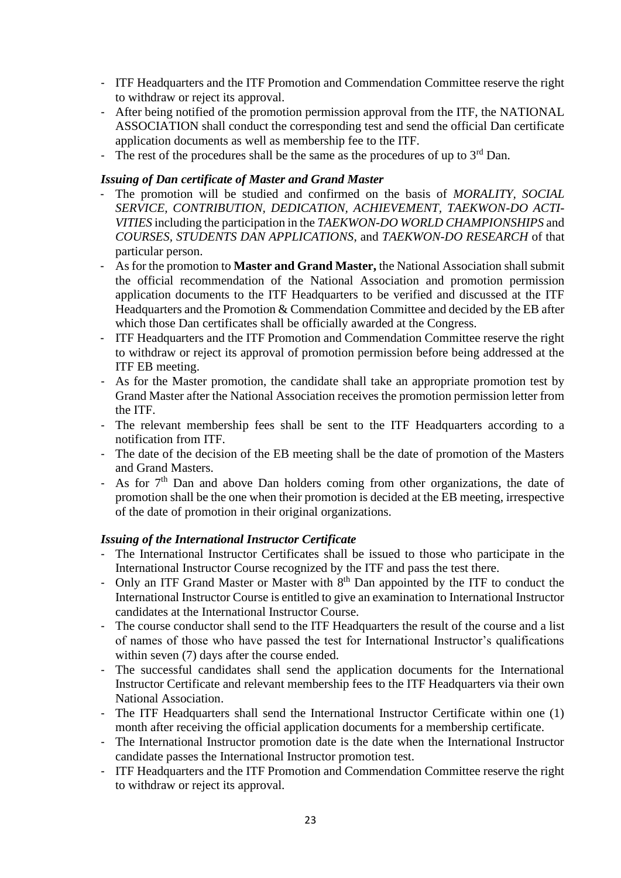- ITF Headquarters and the ITF Promotion and Commendation Committee reserve the right to withdraw or reject its approval.
- After being notified of the promotion permission approval from the ITF, the NATIONAL ASSOCIATION shall conduct the corresponding test and send the official Dan certificate application documents as well as membership fee to the ITF.
- The rest of the procedures shall be the same as the procedures of up to 3rd Dan.

***Issuing of Dan certificate of Master and Grand Master***

- The promotion will be studied and confirmed on the basis of *MORALITY, SOCIAL SERVICE, CONTRIBUTION, DEDICATION, ACHIEVEMENT, TAEKWON-DO ACTIVITIES* including the participation in the *TAEKWON-DO WORLD CHAMPIONSHIPS* and *COURSES, STUDENTS DAN APPLICATIONS*, and *TAEKWON-DO RESEARCH* of that particular person.
- As for the promotion to **Master and Grand Master,** the National Association shall submit the official recommendation of the National Association and promotion permission application documents to the ITF Headquarters to be verified and discussed at the ITF Headquarters and the Promotion & Commendation Committee and decided by the EB after which those Dan certificates shall be officially awarded at the Congress.
- ITF Headquarters and the ITF Promotion and Commendation Committee reserve the right to withdraw or reject its approval of promotion permission before being addressed at the ITF EB meeting.
- As for the Master promotion, the candidate shall take an appropriate promotion test by Grand Master after the National Association receives the promotion permission letter from the ITF.
- The relevant membership fees shall be sent to the ITF Headquarters according to a notification from ITF.
- The date of the decision of the EB meeting shall be the date of promotion of the Masters and Grand Masters.
- As for 7th Dan and above Dan holders coming from other organizations, the date of promotion shall be the one when their promotion is decided at the EB meeting, irrespective of the date of promotion in their original organizations.

***Issuing of the International Instructor Certificate***

- The International Instructor Certificates shall be issued to those who participate in the International Instructor Course recognized by the ITF and pass the test there.
- Only an ITF Grand Master or Master with 8th Dan appointed by the ITF to conduct the International Instructor Course is entitled to give an examination to International Instructor candidates at the International Instructor Course.
- The course conductor shall send to the ITF Headquarters the result of the course and a list of names of those who have passed the test for International Instructor's qualifications within seven (7) days after the course ended.
- The successful candidates shall send the application documents for the International Instructor Certificate and relevant membership fees to the ITF Headquarters via their own National Association.
- The ITF Headquarters shall send the International Instructor Certificate within one (1) month after receiving the official application documents for a membership certificate.
- The International Instructor promotion date is the date when the International Instructor candidate passes the International Instructor promotion test.
- ITF Headquarters and the ITF Promotion and Commendation Committee reserve the right to withdraw or reject its approval.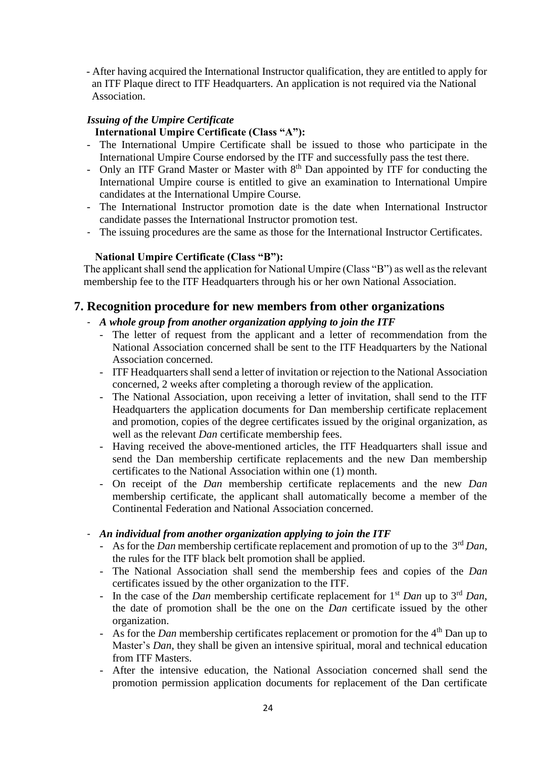- After having acquired the International Instructor qualification, they are entitled to apply for an ITF Plaque direct to ITF Headquarters. An application is not required via the National Association.

***Issuing of the Umpire Certificate***

**International Umpire Certificate (Class "A"):**

- The International Umpire Certificate shall be issued to those who participate in the International Umpire Course endorsed by the ITF and successfully pass the test there.
- Only an ITF Grand Master or Master with 8th Dan appointed by ITF for conducting the International Umpire course is entitled to give an examination to International Umpire candidates at the International Umpire Course.
- The International Instructor promotion date is the date when International Instructor candidate passes the International Instructor promotion test.
- The issuing procedures are the same as those for the International Instructor Certificates.

**National Umpire Certificate (Class "B"):**

The applicant shall send the application for National Umpire (Class "B") as well as the relevant membership fee to the ITF Headquarters through his or her own National Association.

## 7. Recognition procedure for new members from other organizations

- ***A whole group from another organization applying to join the ITF***
  - The letter of request from the applicant and a letter of recommendation from the National Association concerned shall be sent to the ITF Headquarters by the National Association concerned.
  - ITF Headquarters shall send a letter of invitation or rejection to the National Association concerned, 2 weeks after completing a thorough review of the application.
  - The National Association, upon receiving a letter of invitation, shall send to the ITF Headquarters the application documents for Dan membership certificate replacement and promotion, copies of the degree certificates issued by the original organization, as well as the relevant *Dan* certificate membership fees.
  - Having received the above-mentioned articles, the ITF Headquarters shall issue and send the Dan membership certificate replacements and the new Dan membership certificates to the National Association within one (1) month.
  - On receipt of the *Dan* membership certificate replacements and the new *Dan* membership certificate, the applicant shall automatically become a member of the Continental Federation and National Association concerned.

- ***An individual from another organization applying to join the ITF***
  - As for the *Dan* membership certificate replacement and promotion of up to the 3rd *Dan*, the rules for the ITF black belt promotion shall be applied.
  - The National Association shall send the membership fees and copies of the *Dan* certificates issued by the other organization to the ITF.
  - In the case of the *Dan* membership certificate replacement for 1st *Dan* up to 3rd *Dan*, the date of promotion shall be the one on the *Dan* certificate issued by the other organization.
  - As for the *Dan* membership certificates replacement or promotion for the 4th Dan up to Master's *Dan*, they shall be given an intensive spiritual, moral and technical education from ITF Masters.
  - After the intensive education, the National Association concerned shall send the promotion permission application documents for replacement of the Dan certificate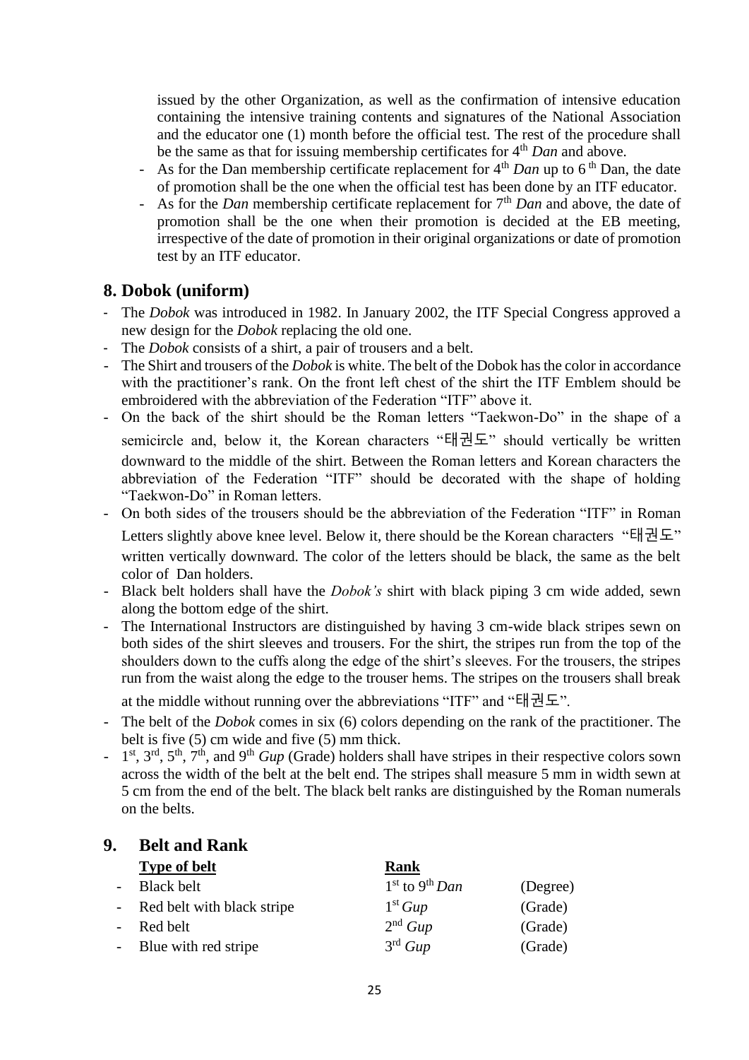issued by the other Organization, as well as the confirmation of intensive education containing the intensive training contents and signatures of the National Association and the educator one (1) month before the official test. The rest of the procedure shall be the same as that for issuing membership certificates for 4th *Dan* and above.

- As for the Dan membership certificate replacement for 4th *Dan* up to 6th Dan, the date of promotion shall be the one when the official test has been done by an ITF educator.
- As for the *Dan* membership certificate replacement for 7th *Dan* and above, the date of promotion shall be the one when their promotion is decided at the EB meeting, irrespective of the date of promotion in their original organizations or date of promotion test by an ITF educator.

## 8. Dobok (uniform)

- The *Dobok* was introduced in 1982. In January 2002, the ITF Special Congress approved a new design for the *Dobok* replacing the old one.
- The *Dobok* consists of a shirt, a pair of trousers and a belt.
- The Shirt and trousers of the *Dobok* is white. The belt of the Dobok has the color in accordance with the practitioner's rank. On the front left chest of the shirt the ITF Emblem should be embroidered with the abbreviation of the Federation "ITF" above it.
- On the back of the shirt should be the Roman letters "Taekwon-Do" in the shape of a semicircle and, below it, the Korean characters "태권도" should vertically be written downward to the middle of the shirt. Between the Roman letters and Korean characters the abbreviation of the Federation "ITF" should be decorated with the shape of holding "Taekwon-Do" in Roman letters.
- On both sides of the trousers should be the abbreviation of the Federation "ITF" in Roman Letters slightly above knee level. Below it, there should be the Korean characters "태권도" written vertically downward. The color of the letters should be black, the same as the belt color of Dan holders.
- Black belt holders shall have the *Dobok's* shirt with black piping 3 cm wide added, sewn along the bottom edge of the shirt.
- The International Instructors are distinguished by having 3 cm-wide black stripes sewn on both sides of the shirt sleeves and trousers. For the shirt, the stripes run from the top of the shoulders down to the cuffs along the edge of the shirt's sleeves. For the trousers, the stripes run from the waist along the edge to the trouser hems. The stripes on the trousers shall break at the middle without running over the abbreviations "ITF" and "태권도".
- The belt of the *Dobok* comes in six (6) colors depending on the rank of the practitioner. The belt is five (5) cm wide and five (5) mm thick.
- 1st, 3rd, 5th, 7th, and 9th *Gup* (Grade) holders shall have stripes in their respective colors sown across the width of the belt at the belt end. The stripes shall measure 5 mm in width sewn at 5 cm from the end of the belt. The black belt ranks are distinguished by the Roman numerals on the belts.

## 9. Belt and Rank

| **Type of belt** | **Rank** | |
|---|---|---|
| - Black belt | 1st to 9th *Dan* | (Degree) |
| - Red belt with black stripe | 1st *Gup* | (Grade) |
| - Red belt | 2nd *Gup* | (Grade) |
| - Blue with red stripe | 3rd *Gup* | (Grade) |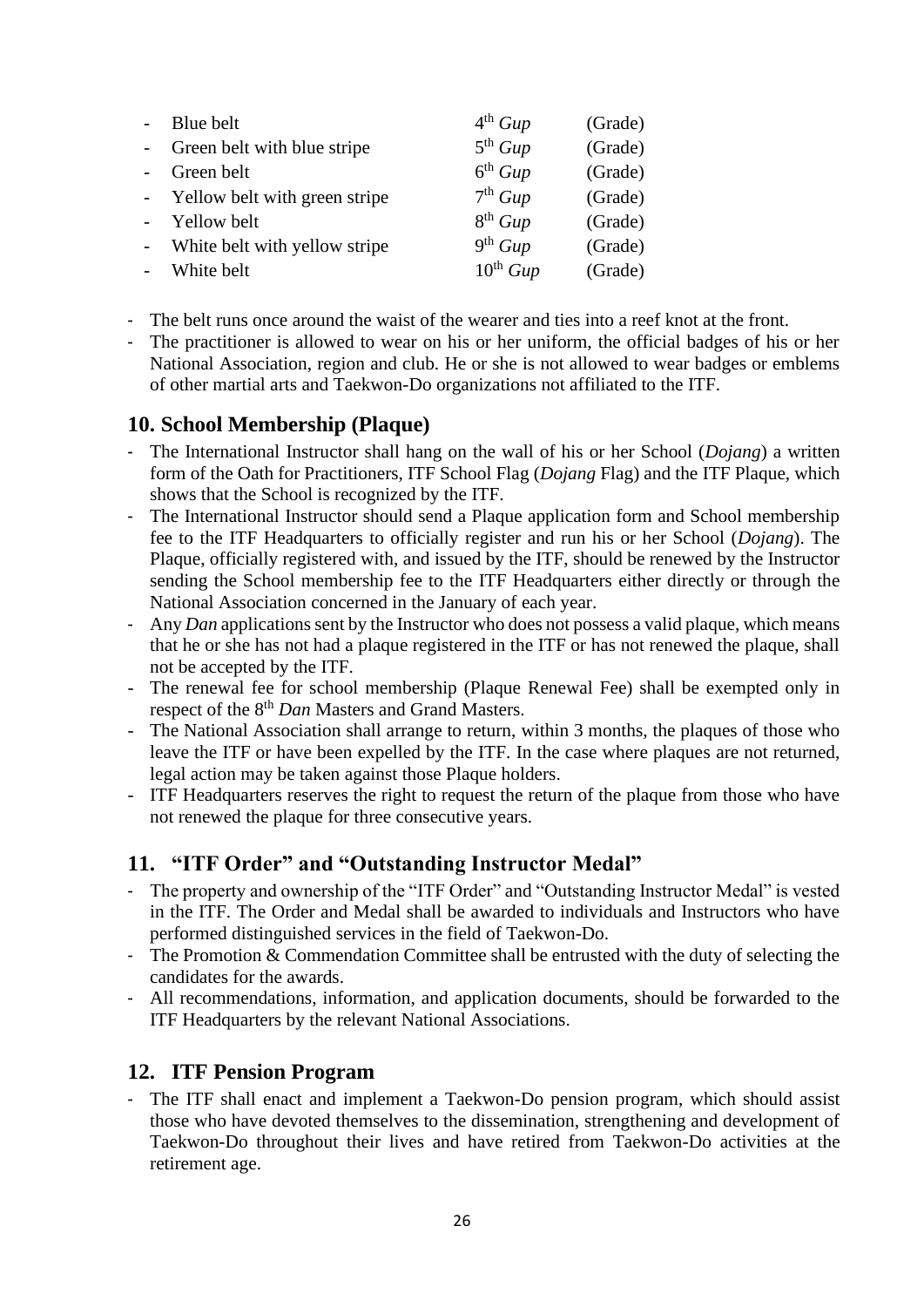- Blue belt 4th *Gup* (Grade)
- Green belt with blue stripe 5th *Gup* (Grade)
- Green belt 6th *Gup* (Grade)
- Yellow belt with green stripe 7th *Gup* (Grade)
- Yellow belt 8th *Gup* (Grade)
- White belt with yellow stripe 9th *Gup* (Grade)
- White belt 10th *Gup* (Grade)

- The belt runs once around the waist of the wearer and ties into a reef knot at the front.
- The practitioner is allowed to wear on his or her uniform, the official badges of his or her National Association, region and club. He or she is not allowed to wear badges or emblems of other martial arts and Taekwon-Do organizations not affiliated to the ITF.

## 10. School Membership (Plaque)

- The International Instructor shall hang on the wall of his or her School (*Dojang*) a written form of the Oath for Practitioners, ITF School Flag (*Dojang* Flag) and the ITF Plaque, which shows that the School is recognized by the ITF.
- The International Instructor should send a Plaque application form and School membership fee to the ITF Headquarters to officially register and run his or her School (*Dojang*). The Plaque, officially registered with, and issued by the ITF, should be renewed by the Instructor sending the School membership fee to the ITF Headquarters either directly or through the National Association concerned in the January of each year.
- Any *Dan* applications sent by the Instructor who does not possess a valid plaque, which means that he or she has not had a plaque registered in the ITF or has not renewed the plaque, shall not be accepted by the ITF.
- The renewal fee for school membership (Plaque Renewal Fee) shall be exempted only in respect of the 8th *Dan* Masters and Grand Masters.
- The National Association shall arrange to return, within 3 months, the plaques of those who leave the ITF or have been expelled by the ITF. In the case where plaques are not returned, legal action may be taken against those Plaque holders.
- ITF Headquarters reserves the right to request the return of the plaque from those who have not renewed the plaque for three consecutive years.

## 11. "ITF Order" and "Outstanding Instructor Medal"

- The property and ownership of the "ITF Order" and "Outstanding Instructor Medal" is vested in the ITF. The Order and Medal shall be awarded to individuals and Instructors who have performed distinguished services in the field of Taekwon-Do.
- The Promotion & Commendation Committee shall be entrusted with the duty of selecting the candidates for the awards.
- All recommendations, information, and application documents, should be forwarded to the ITF Headquarters by the relevant National Associations.

## 12. ITF Pension Program

- The ITF shall enact and implement a Taekwon-Do pension program, which should assist those who have devoted themselves to the dissemination, strengthening and development of Taekwon-Do throughout their lives and have retired from Taekwon-Do activities at the retirement age.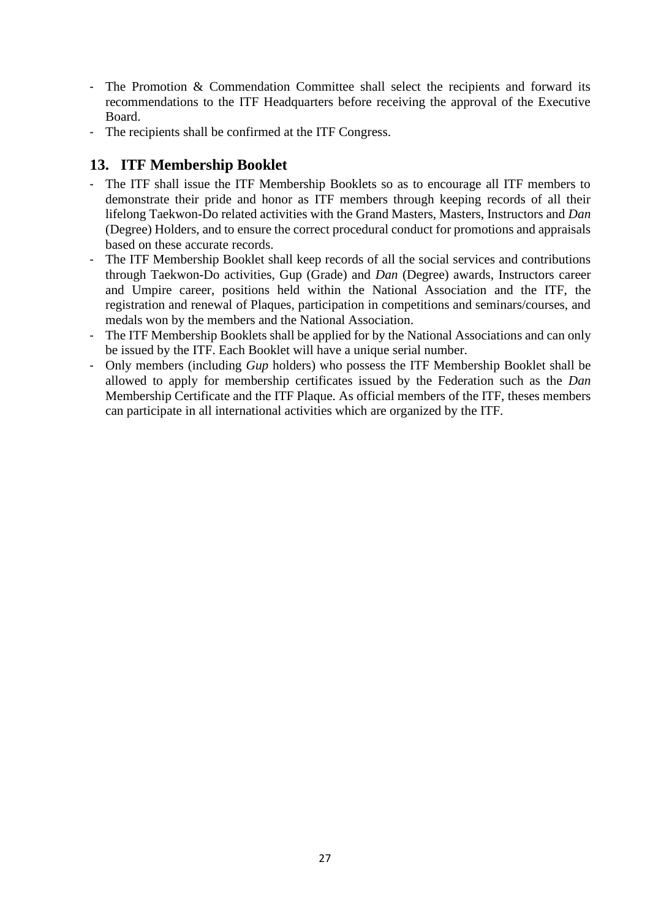- The Promotion & Commendation Committee shall select the recipients and forward its recommendations to the ITF Headquarters before receiving the approval of the Executive Board.
- The recipients shall be confirmed at the ITF Congress.

## 13. ITF Membership Booklet

- The ITF shall issue the ITF Membership Booklets so as to encourage all ITF members to demonstrate their pride and honor as ITF members through keeping records of all their lifelong Taekwon-Do related activities with the Grand Masters, Masters, Instructors and *Dan* (Degree) Holders, and to ensure the correct procedural conduct for promotions and appraisals based on these accurate records.
- The ITF Membership Booklet shall keep records of all the social services and contributions through Taekwon-Do activities, Gup (Grade) and *Dan* (Degree) awards, Instructors career and Umpire career, positions held within the National Association and the ITF, the registration and renewal of Plaques, participation in competitions and seminars/courses, and medals won by the members and the National Association.
- The ITF Membership Booklets shall be applied for by the National Associations and can only be issued by the ITF. Each Booklet will have a unique serial number.
- Only members (including *Gup* holders) who possess the ITF Membership Booklet shall be allowed to apply for membership certificates issued by the Federation such as the *Dan* Membership Certificate and the ITF Plaque. As official members of the ITF, theses members can participate in all international activities which are organized by the ITF.